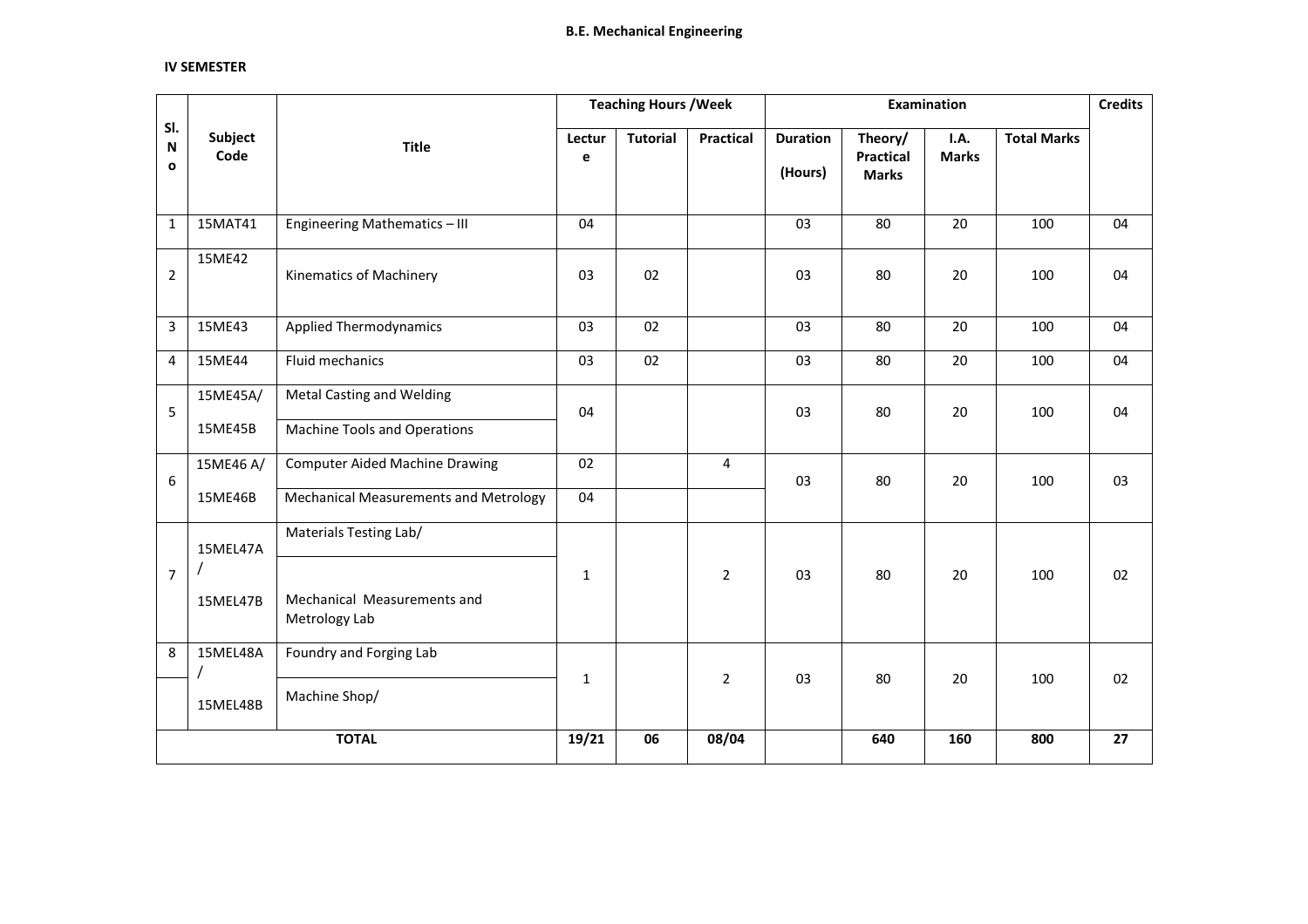**B.E. Mechanical Engineering**

**IV SEMESTER**

| Sl. No | Subject Code | Title | Teaching Hours /Week | | | Examination | | | | Credits |
|---|---|---|---|---|---|---|---|---|---|---|
| | | | Lecture | Tutorial | Practical | Duration (Hours) | Theory/ Practical Marks | I.A. Marks | Total Marks | |
| 1 | 15MAT41 | Engineering Mathematics – III | 04 | | | 03 | 80 | 20 | 100 | 04 |
| 2 | 15ME42 | Kinematics of Machinery | 03 | 02 | | 03 | 80 | 20 | 100 | 04 |
| 3 | 15ME43 | Applied Thermodynamics | 03 | 02 | | 03 | 80 | 20 | 100 | 04 |
| 4 | 15ME44 | Fluid mechanics | 03 | 02 | | 03 | 80 | 20 | 100 | 04 |
| 5 | 15ME45A/ 15ME45B | Metal Casting and Welding / Machine Tools and Operations | 04 | | | 03 | 80 | 20 | 100 | 04 |
| 6 | 15ME46 A/ | Computer Aided Machine Drawing | 02 | | 4 | 03 | 80 | 20 | 100 | 03 |
| | 15ME46B | Mechanical Measurements and Metrology | 04 | | | | | | | |
| 7 | 15MEL47A / 15MEL47B | Materials Testing Lab/ Mechanical Measurements and Metrology Lab | 1 | | 2 | 03 | 80 | 20 | 100 | 02 |
| 8 | 15MEL48A / 15MEL48B | Foundry and Forging Lab / Machine Shop/ | 1 | | 2 | 03 | 80 | 20 | 100 | 02 |
| | | **TOTAL** | **19/21** | **06** | **08/04** | | **640** | **160** | **800** | **27** |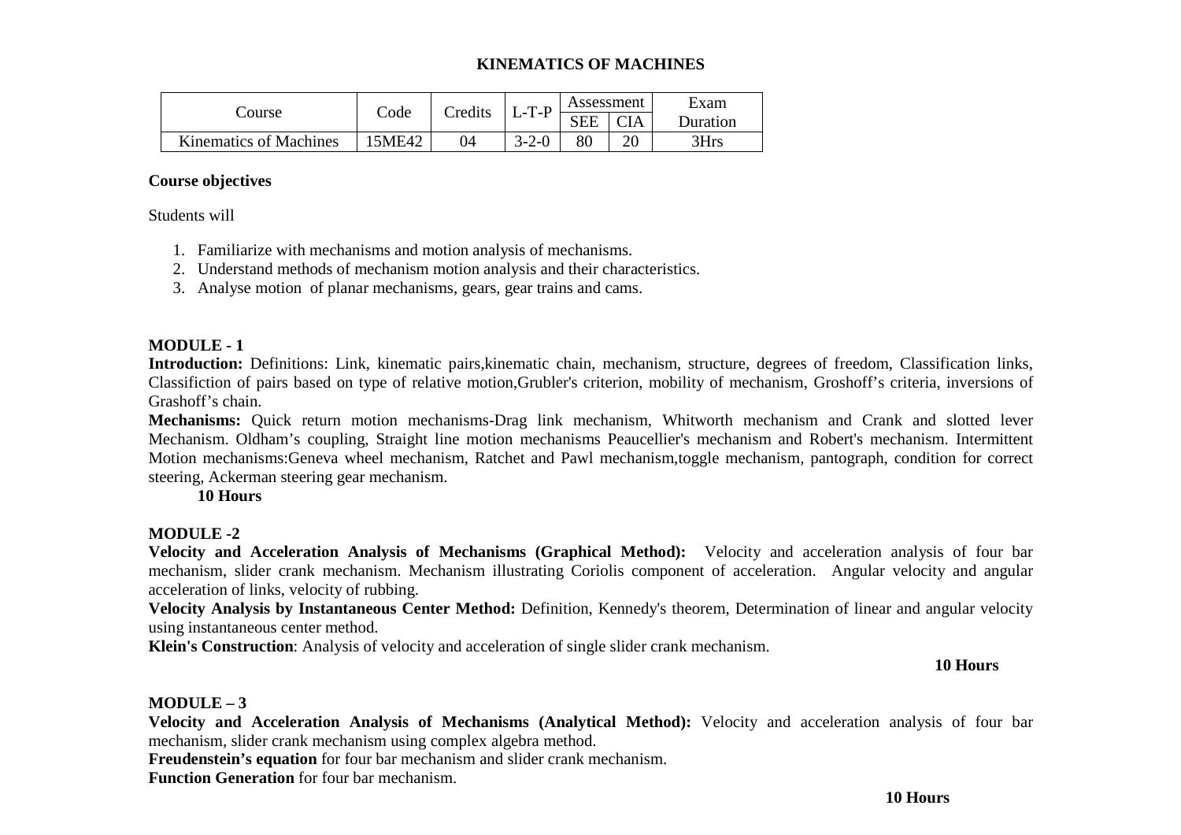# KINEMATICS OF MACHINES

| Course | Code | Credits | L-T-P | Assessment | | Exam Duration |
|---|---|---|---|---|---|---|
| | | | | SEE | CIA | |
| Kinematics of Machines | 15ME42 | 04 | 3-2-0 | 80 | 20 | 3Hrs |

**Course objectives**

Students will

1. Familiarize with mechanisms and motion analysis of mechanisms.
2. Understand methods of mechanism motion analysis and their characteristics.
3. Analyse motion of planar mechanisms, gears, gear trains and cams.

**MODULE - 1**

**Introduction:** Definitions: Link, kinematic pairs,kinematic chain, mechanism, structure, degrees of freedom, Classification links, Classifiction of pairs based on type of relative motion,Grubler's criterion, mobility of mechanism, Groshoff's criteria, inversions of Grashoff's chain.

**Mechanisms:** Quick return motion mechanisms-Drag link mechanism, Whitworth mechanism and Crank and slotted lever Mechanism. Oldham's coupling, Straight line motion mechanisms Peaucellier's mechanism and Robert's mechanism. Intermittent Motion mechanisms:Geneva wheel mechanism, Ratchet and Pawl mechanism,toggle mechanism, pantograph, condition for correct steering, Ackerman steering gear mechanism.

**10 Hours**

**MODULE -2**

**Velocity and Acceleration Analysis of Mechanisms (Graphical Method):** Velocity and acceleration analysis of four bar mechanism, slider crank mechanism. Mechanism illustrating Coriolis component of acceleration. Angular velocity and angular acceleration of links, velocity of rubbing.

**Velocity Analysis by Instantaneous Center Method:** Definition, Kennedy's theorem, Determination of linear and angular velocity using instantaneous center method.

**Klein's Construction**: Analysis of velocity and acceleration of single slider crank mechanism.

**10 Hours**

**MODULE – 3**

**Velocity and Acceleration Analysis of Mechanisms (Analytical Method):** Velocity and acceleration analysis of four bar mechanism, slider crank mechanism using complex algebra method.

**Freudenstein's equation** for four bar mechanism and slider crank mechanism.

**Function Generation** for four bar mechanism.

**10 Hours**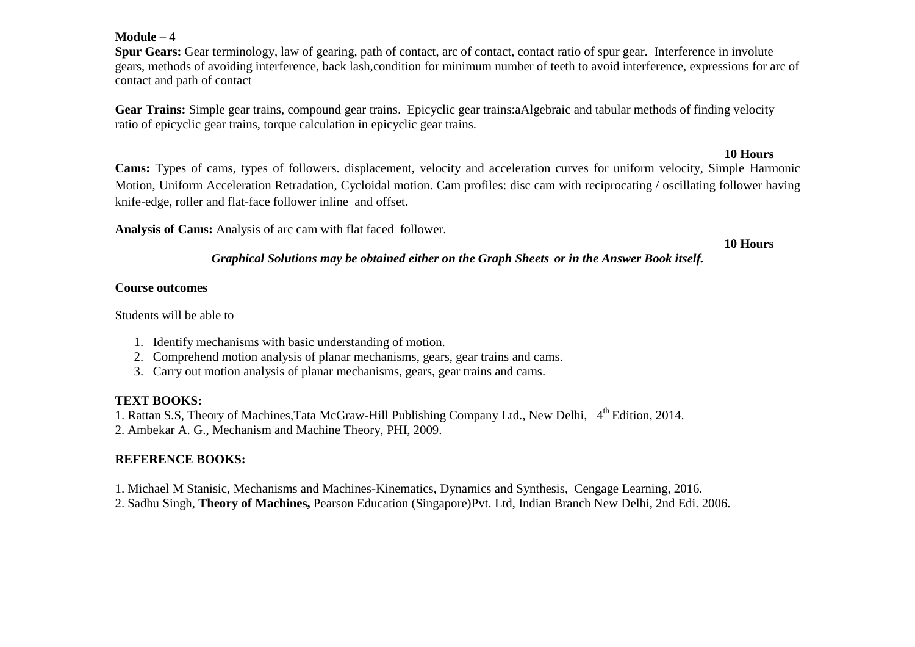**Module – 4**

**Spur Gears:** Gear terminology, law of gearing, path of contact, arc of contact, contact ratio of spur gear. Interference in involute gears, methods of avoiding interference, back lash,condition for minimum number of teeth to avoid interference, expressions for arc of contact and path of contact

**Gear Trains:** Simple gear trains, compound gear trains. Epicyclic gear trains:aAlgebraic and tabular methods of finding velocity ratio of epicyclic gear trains, torque calculation in epicyclic gear trains.

**10 Hours**

**Cams:** Types of cams, types of followers. displacement, velocity and acceleration curves for uniform velocity, Simple Harmonic Motion, Uniform Acceleration Retradation, Cycloidal motion. Cam profiles: disc cam with reciprocating / oscillating follower having knife-edge, roller and flat-face follower inline and offset.

**Analysis of Cams:** Analysis of arc cam with flat faced follower.

**10 Hours**

***Graphical Solutions may be obtained either on the Graph Sheets or in the Answer Book itself.***

**Course outcomes**

Students will be able to

1. Identify mechanisms with basic understanding of motion.
2. Comprehend motion analysis of planar mechanisms, gears, gear trains and cams.
3. Carry out motion analysis of planar mechanisms, gears, gear trains and cams.

**TEXT BOOKS:**

1. Rattan S.S, Theory of Machines,Tata McGraw-Hill Publishing Company Ltd., New Delhi, 4th Edition, 2014.
2. Ambekar A. G., Mechanism and Machine Theory, PHI, 2009.

**REFERENCE BOOKS:**

1. Michael M Stanisic, Mechanisms and Machines-Kinematics, Dynamics and Synthesis, Cengage Learning, 2016.
2. Sadhu Singh, **Theory of Machines,** Pearson Education (Singapore)Pvt. Ltd, Indian Branch New Delhi, 2nd Edi. 2006.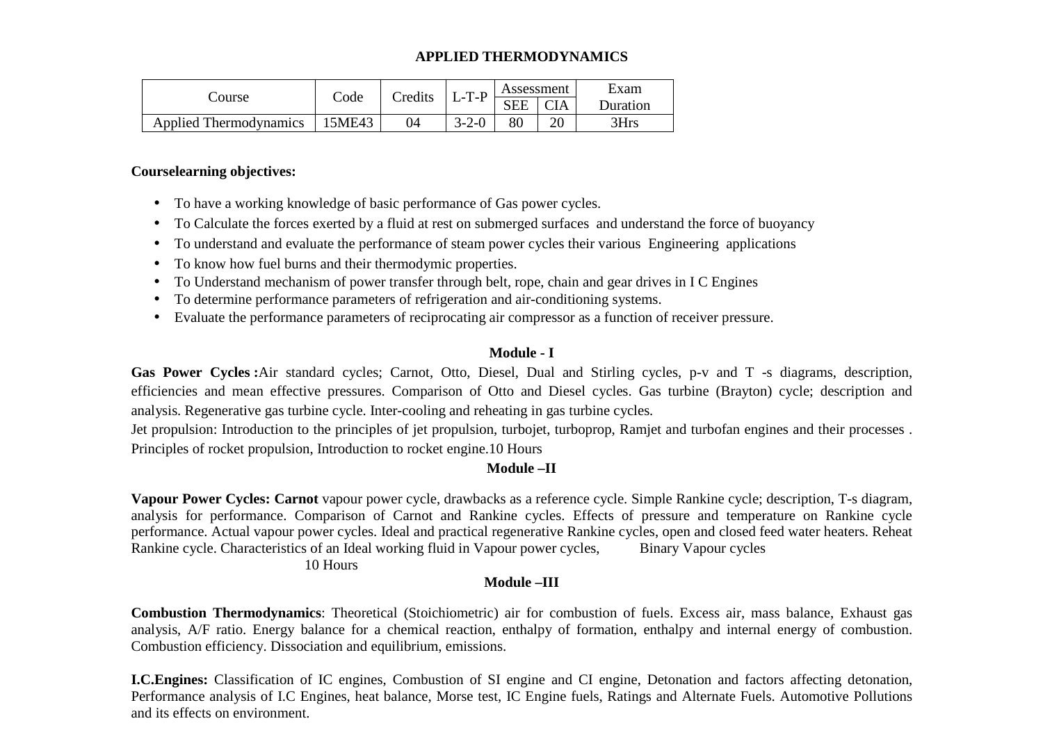## APPLIED THERMODYNAMICS

| Course | Code | Credits | L-T-P | Assessment | | Exam Duration |
|---|---|---|---|---|---|---|
| | | | | SEE | CIA | |
| Applied Thermodynamics | 15ME43 | 04 | 3-2-0 | 80 | 20 | 3Hrs |

**Courselearning objectives:**

- To have a working knowledge of basic performance of Gas power cycles.
- To Calculate the forces exerted by a fluid at rest on submerged surfaces and understand the force of buoyancy
- To understand and evaluate the performance of steam power cycles their various Engineering applications
- To know how fuel burns and their thermodymic properties.
- To Understand mechanism of power transfer through belt, rope, chain and gear drives in I C Engines
- To determine performance parameters of refrigeration and air-conditioning systems.
- Evaluate the performance parameters of reciprocating air compressor as a function of receiver pressure.

### Module - I

**Gas Power Cycles :**Air standard cycles; Carnot, Otto, Diesel, Dual and Stirling cycles, p-v and T -s diagrams, description, efficiencies and mean effective pressures. Comparison of Otto and Diesel cycles. Gas turbine (Brayton) cycle; description and analysis. Regenerative gas turbine cycle. Inter-cooling and reheating in gas turbine cycles.

Jet propulsion: Introduction to the principles of jet propulsion, turbojet, turboprop, Ramjet and turbofan engines and their processes . Principles of rocket propulsion, Introduction to rocket engine.10 Hours

### Module –II

**Vapour Power Cycles: Carnot** vapour power cycle, drawbacks as a reference cycle. Simple Rankine cycle; description, T-s diagram, analysis for performance. Comparison of Carnot and Rankine cycles. Effects of pressure and temperature on Rankine cycle performance. Actual vapour power cycles. Ideal and practical regenerative Rankine cycles, open and closed feed water heaters. Reheat Rankine cycle. Characteristics of an Ideal working fluid in Vapour power cycles, Binary Vapour cycles

10 Hours

### Module –III

**Combustion Thermodynamics**: Theoretical (Stoichiometric) air for combustion of fuels. Excess air, mass balance, Exhaust gas analysis, A/F ratio. Energy balance for a chemical reaction, enthalpy of formation, enthalpy and internal energy of combustion. Combustion efficiency. Dissociation and equilibrium, emissions.

**I.C.Engines:** Classification of IC engines, Combustion of SI engine and CI engine, Detonation and factors affecting detonation, Performance analysis of I.C Engines, heat balance, Morse test, IC Engine fuels, Ratings and Alternate Fuels. Automotive Pollutions and its effects on environment.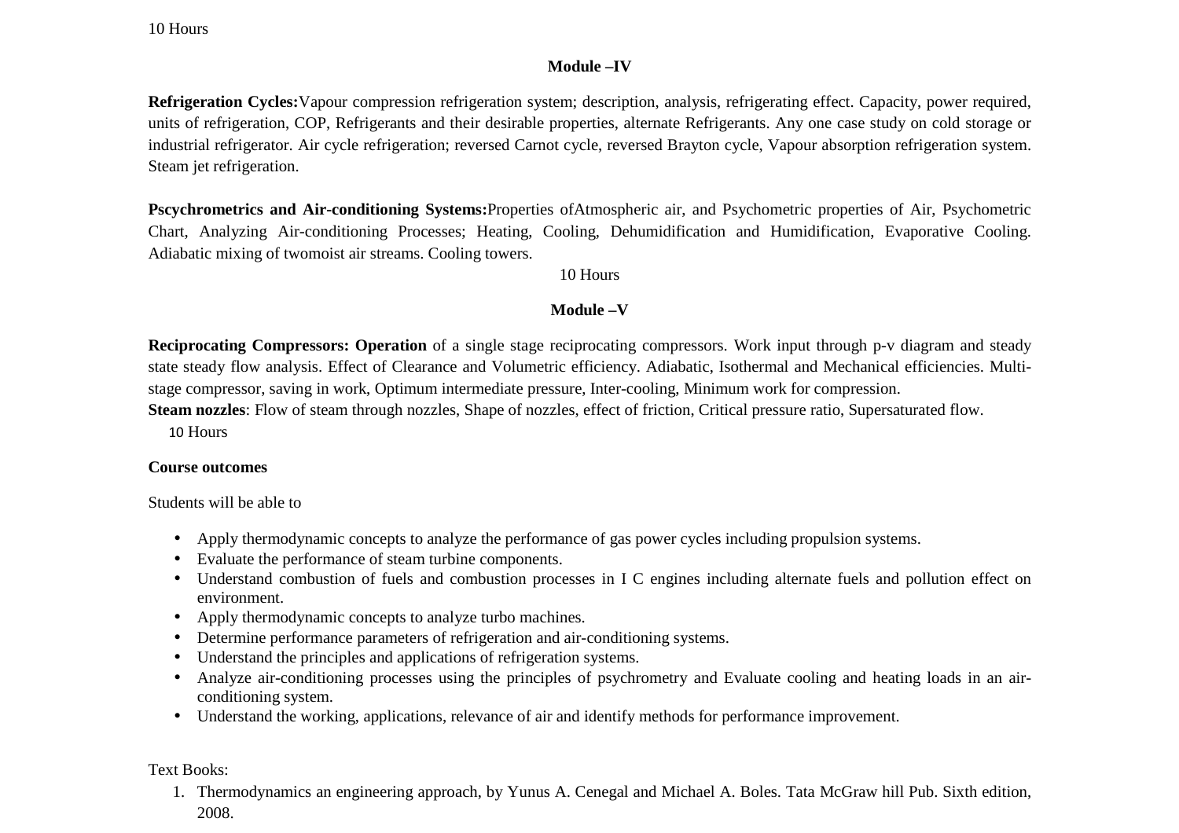10 Hours

## Module –IV

**Refrigeration Cycles:**Vapour compression refrigeration system; description, analysis, refrigerating effect. Capacity, power required, units of refrigeration, COP, Refrigerants and their desirable properties, alternate Refrigerants. Any one case study on cold storage or industrial refrigerator. Air cycle refrigeration; reversed Carnot cycle, reversed Brayton cycle, Vapour absorption refrigeration system. Steam jet refrigeration.

**Pscychrometrics and Air-conditioning Systems:**Properties ofAtmospheric air, and Psychometric properties of Air, Psychometric Chart, Analyzing Air-conditioning Processes; Heating, Cooling, Dehumidification and Humidification, Evaporative Cooling. Adiabatic mixing of twomoist air streams. Cooling towers.

10 Hours

## Module –V

**Reciprocating Compressors: Operation** of a single stage reciprocating compressors. Work input through p-v diagram and steady state steady flow analysis. Effect of Clearance and Volumetric efficiency. Adiabatic, Isothermal and Mechanical efficiencies. Multi-stage compressor, saving in work, Optimum intermediate pressure, Inter-cooling, Minimum work for compression.

**Steam nozzles**: Flow of steam through nozzles, Shape of nozzles, effect of friction, Critical pressure ratio, Supersaturated flow.

10 Hours

**Course outcomes**

Students will be able to

- Apply thermodynamic concepts to analyze the performance of gas power cycles including propulsion systems.
- Evaluate the performance of steam turbine components.
- Understand combustion of fuels and combustion processes in I C engines including alternate fuels and pollution effect on environment.
- Apply thermodynamic concepts to analyze turbo machines.
- Determine performance parameters of refrigeration and air-conditioning systems.
- Understand the principles and applications of refrigeration systems.
- Analyze air-conditioning processes using the principles of psychrometry and Evaluate cooling and heating loads in an air-conditioning system.
- Understand the working, applications, relevance of air and identify methods for performance improvement.

Text Books:

1. Thermodynamics an engineering approach, by Yunus A. Cenegal and Michael A. Boles. Tata McGraw hill Pub. Sixth edition, 2008.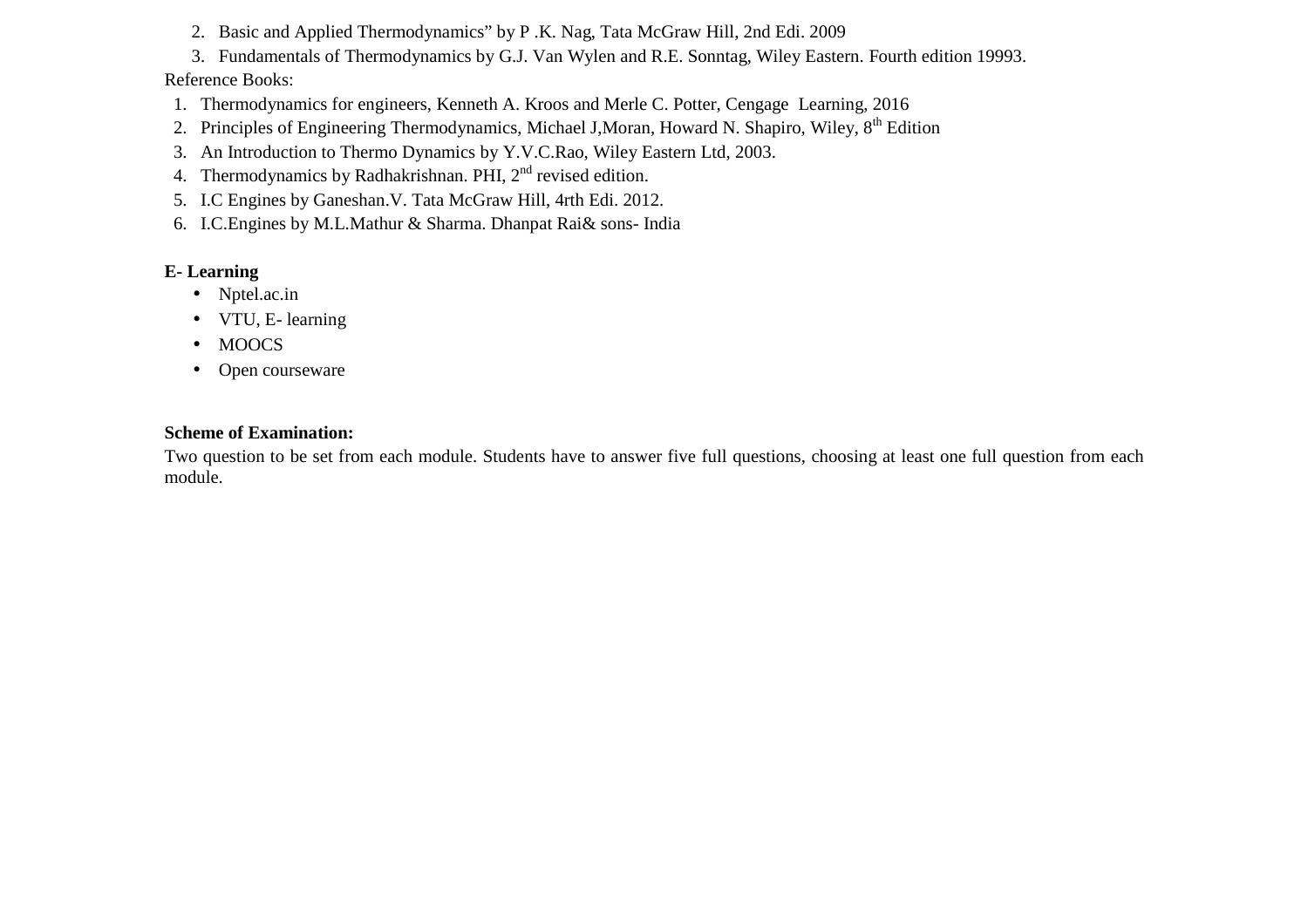2. Basic and Applied Thermodynamics" by P .K. Nag, Tata McGraw Hill, 2nd Edi. 2009
3. Fundamentals of Thermodynamics by G.J. Van Wylen and R.E. Sonntag, Wiley Eastern. Fourth edition 19993.

Reference Books:

1. Thermodynamics for engineers, Kenneth A. Kroos and Merle C. Potter, Cengage Learning, 2016
2. Principles of Engineering Thermodynamics, Michael J,Moran, Howard N. Shapiro, Wiley, 8th Edition
3. An Introduction to Thermo Dynamics by Y.V.C.Rao, Wiley Eastern Ltd, 2003.
4. Thermodynamics by Radhakrishnan. PHI, 2nd revised edition.
5. I.C Engines by Ganeshan.V. Tata McGraw Hill, 4rth Edi. 2012.
6. I.C.Engines by M.L.Mathur & Sharma. Dhanpat Rai& sons- India

**E- Learning**

- Nptel.ac.in
- VTU, E- learning
- MOOCS
- Open courseware

**Scheme of Examination:**

Two question to be set from each module. Students have to answer five full questions, choosing at least one full question from each module.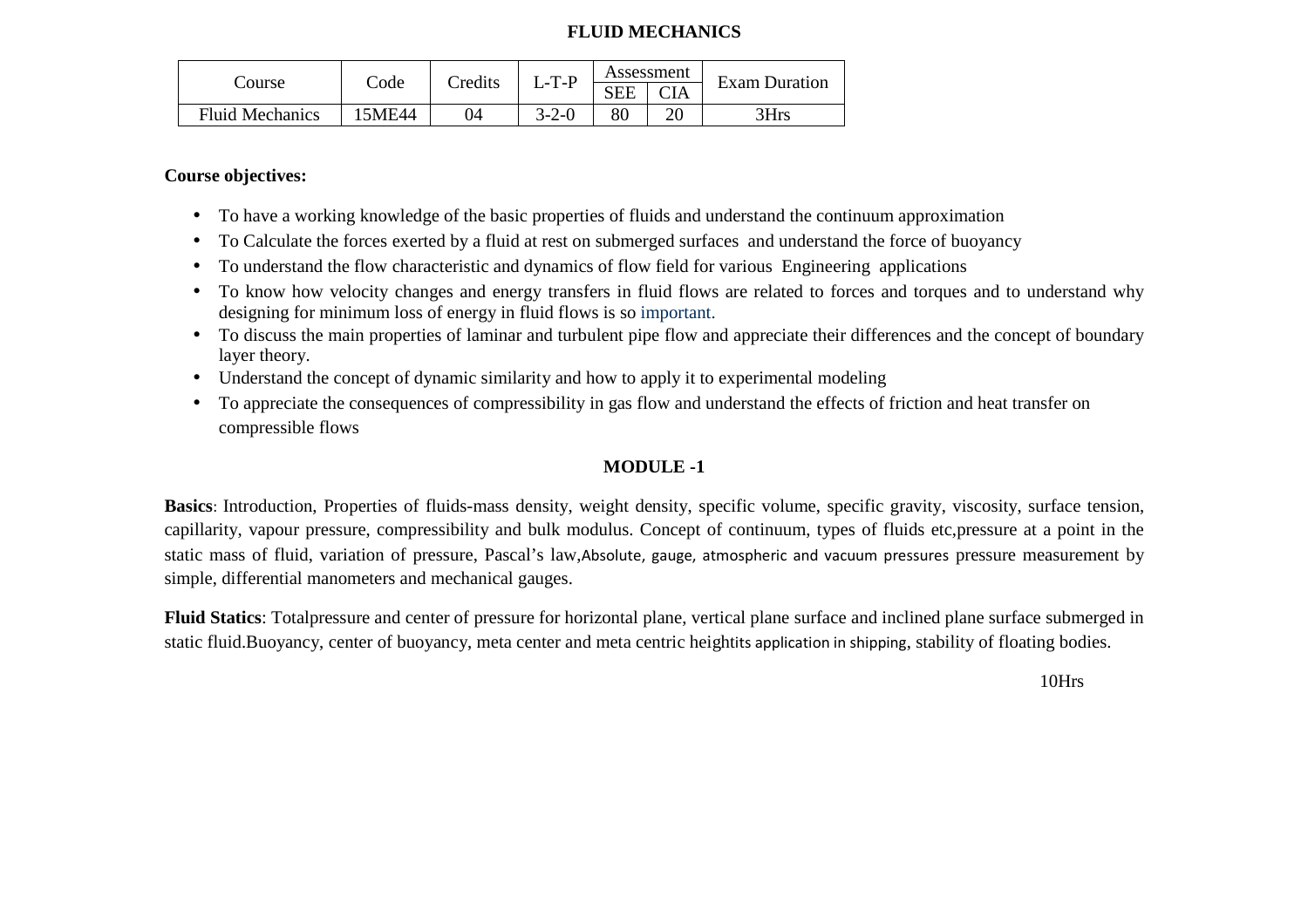# FLUID MECHANICS

| Course | Code | Credits | L-T-P | Assessment | | Exam Duration |
|---|---|---|---|---|---|---|
| | | | | SEE | CIA | |
| Fluid Mechanics | 15ME44 | 04 | 3-2-0 | 80 | 20 | 3Hrs |

**Course objectives:**

- To have a working knowledge of the basic properties of fluids and understand the continuum approximation
- To Calculate the forces exerted by a fluid at rest on submerged surfaces and understand the force of buoyancy
- To understand the flow characteristic and dynamics of flow field for various Engineering applications
- To know how velocity changes and energy transfers in fluid flows are related to forces and torques and to understand why designing for minimum loss of energy in fluid flows is so important.
- To discuss the main properties of laminar and turbulent pipe flow and appreciate their differences and the concept of boundary layer theory.
- Understand the concept of dynamic similarity and how to apply it to experimental modeling
- To appreciate the consequences of compressibility in gas flow and understand the effects of friction and heat transfer on compressible flows

## MODULE -1

**Basics**: Introduction, Properties of fluids-mass density, weight density, specific volume, specific gravity, viscosity, surface tension, capillarity, vapour pressure, compressibility and bulk modulus. Concept of continuum, types of fluids etc,pressure at a point in the static mass of fluid, variation of pressure, Pascal's law,Absolute, gauge, atmospheric and vacuum pressures pressure measurement by simple, differential manometers and mechanical gauges.

**Fluid Statics**: Totalpressure and center of pressure for horizontal plane, vertical plane surface and inclined plane surface submerged in static fluid.Buoyancy, center of buoyancy, meta center and meta centric heightits application in shipping, stability of floating bodies.

10Hrs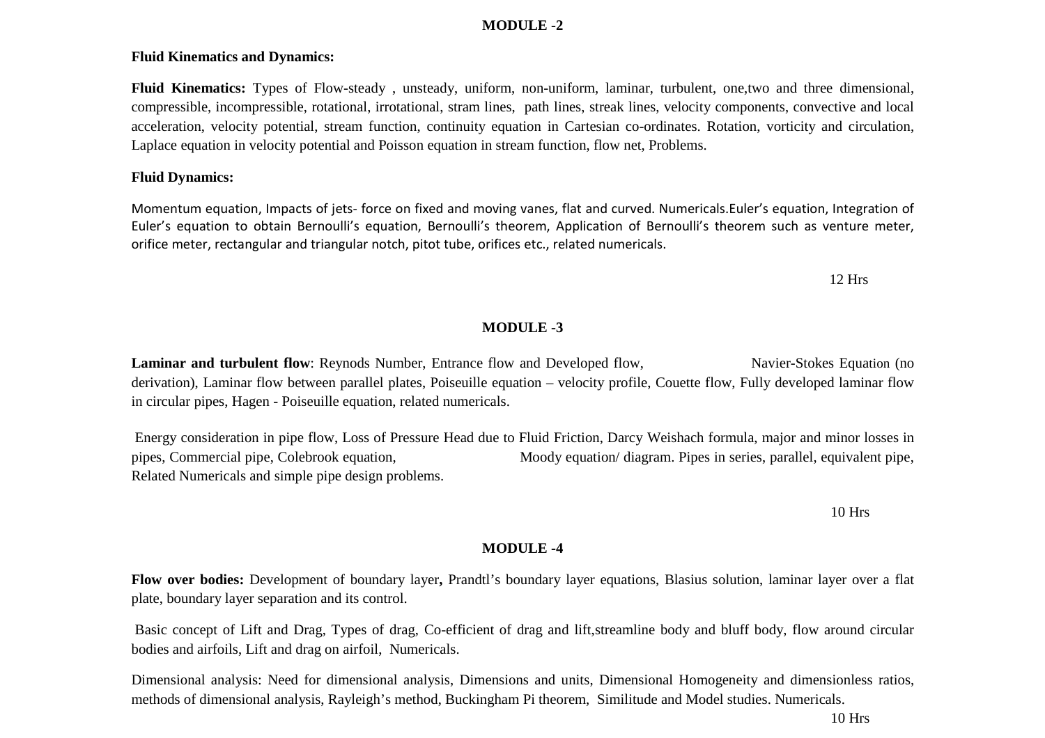## MODULE -2

**Fluid Kinematics and Dynamics:**

**Fluid Kinematics:** Types of Flow-steady , unsteady, uniform, non-uniform, laminar, turbulent, one,two and three dimensional, compressible, incompressible, rotational, irrotational, stram lines, path lines, streak lines, velocity components, convective and local acceleration, velocity potential, stream function, continuity equation in Cartesian co-ordinates. Rotation, vorticity and circulation, Laplace equation in velocity potential and Poisson equation in stream function, flow net, Problems.

**Fluid Dynamics:**

Momentum equation, Impacts of jets- force on fixed and moving vanes, flat and curved. Numericals.Euler's equation, Integration of Euler's equation to obtain Bernoulli's equation, Bernoulli's theorem, Application of Bernoulli's theorem such as venture meter, orifice meter, rectangular and triangular notch, pitot tube, orifices etc., related numericals.

12 Hrs

## MODULE -3

**Laminar and turbulent flow**: Reynods Number, Entrance flow and Developed flow, Navier-Stokes Equation (no derivation), Laminar flow between parallel plates, Poiseuille equation – velocity profile, Couette flow, Fully developed laminar flow in circular pipes, Hagen - Poiseuille equation, related numericals.

Energy consideration in pipe flow, Loss of Pressure Head due to Fluid Friction, Darcy Weishach formula, major and minor losses in pipes, Commercial pipe, Colebrook equation, Moody equation/ diagram. Pipes in series, parallel, equivalent pipe, Related Numericals and simple pipe design problems.

10 Hrs

## MODULE -4

**Flow over bodies:** Development of boundary layer**,** Prandtl's boundary layer equations, Blasius solution, laminar layer over a flat plate, boundary layer separation and its control.

Basic concept of Lift and Drag, Types of drag, Co-efficient of drag and lift,streamline body and bluff body, flow around circular bodies and airfoils, Lift and drag on airfoil, Numericals.

Dimensional analysis: Need for dimensional analysis, Dimensions and units, Dimensional Homogeneity and dimensionless ratios, methods of dimensional analysis, Rayleigh's method, Buckingham Pi theorem, Similitude and Model studies. Numericals.

10 Hrs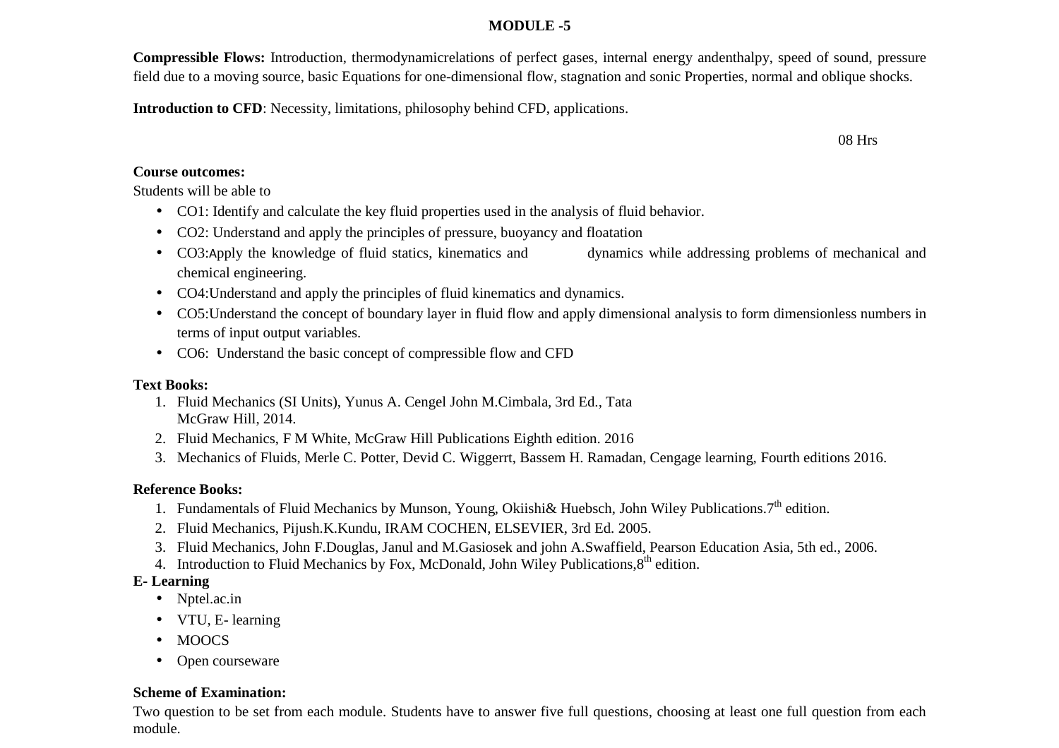## MODULE -5

**Compressible Flows:** Introduction, thermodynamicrelations of perfect gases, internal energy andenthalpy, speed of sound, pressure field due to a moving source, basic Equations for one-dimensional flow, stagnation and sonic Properties, normal and oblique shocks.

**Introduction to CFD**: Necessity, limitations, philosophy behind CFD, applications.

08 Hrs

**Course outcomes:**

Students will be able to

- CO1: Identify and calculate the key fluid properties used in the analysis of fluid behavior.
- CO2: Understand and apply the principles of pressure, buoyancy and floatation
- CO3:Apply the knowledge of fluid statics, kinematics and dynamics while addressing problems of mechanical and chemical engineering.
- CO4:Understand and apply the principles of fluid kinematics and dynamics.
- CO5:Understand the concept of boundary layer in fluid flow and apply dimensional analysis to form dimensionless numbers in terms of input output variables.
- CO6: Understand the basic concept of compressible flow and CFD

**Text Books:**

1. Fluid Mechanics (SI Units), Yunus A. Cengel John M.Cimbala, 3rd Ed., Tata McGraw Hill, 2014.
2. Fluid Mechanics, F M White, McGraw Hill Publications Eighth edition. 2016
3. Mechanics of Fluids, Merle C. Potter, Devid C. Wiggerrt, Bassem H. Ramadan, Cengage learning, Fourth editions 2016.

**Reference Books:**

1. Fundamentals of Fluid Mechanics by Munson, Young, Okiishi& Huebsch, John Wiley Publications.7th edition.
2. Fluid Mechanics, Pijush.K.Kundu, IRAM COCHEN, ELSEVIER, 3rd Ed. 2005.
3. Fluid Mechanics, John F.Douglas, Janul and M.Gasiosek and john A.Swaffield, Pearson Education Asia, 5th ed., 2006.
4. Introduction to Fluid Mechanics by Fox, McDonald, John Wiley Publications,8th edition.

**E- Learning**

- Nptel.ac.in
- VTU, E- learning
- MOOCS
- Open courseware

**Scheme of Examination:**

Two question to be set from each module. Students have to answer five full questions, choosing at least one full question from each module.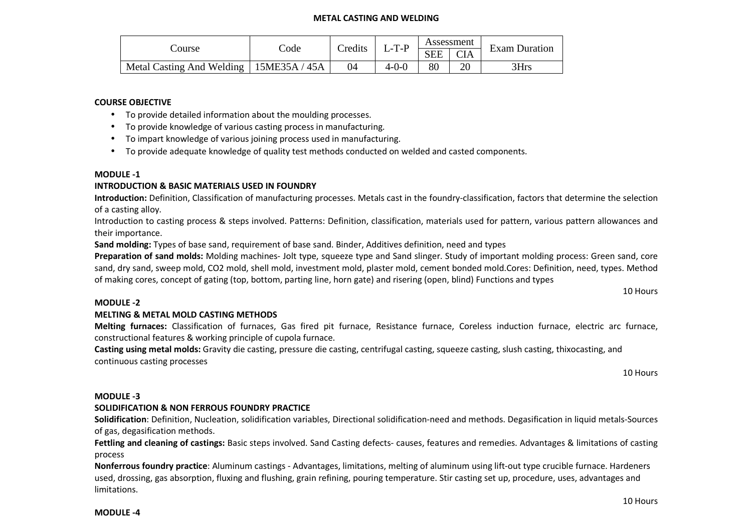# METAL CASTING AND WELDING

| Course | Code | Credits | L-T-P | Assessment | | Exam Duration |
|---|---|---|---|---|---|---|
| | | | | SEE | CIA | |
| Metal Casting And Welding | 15ME35A / 45A | 04 | 4-0-0 | 80 | 20 | 3Hrs |

**COURSE OBJECTIVE**

- To provide detailed information about the moulding processes.
- To provide knowledge of various casting process in manufacturing.
- To impart knowledge of various joining process used in manufacturing.
- To provide adequate knowledge of quality test methods conducted on welded and casted components.

**MODULE -1**

**INTRODUCTION & BASIC MATERIALS USED IN FOUNDRY**

**Introduction:** Definition, Classification of manufacturing processes. Metals cast in the foundry-classification, factors that determine the selection of a casting alloy.

Introduction to casting process & steps involved. Patterns: Definition, classification, materials used for pattern, various pattern allowances and their importance.

**Sand molding:** Types of base sand, requirement of base sand. Binder, Additives definition, need and types

**Preparation of sand molds:** Molding machines- Jolt type, squeeze type and Sand slinger. Study of important molding process: Green sand, core sand, dry sand, sweep mold, CO2 mold, shell mold, investment mold, plaster mold, cement bonded mold.Cores: Definition, need, types. Method of making cores, concept of gating (top, bottom, parting line, horn gate) and risering (open, blind) Functions and types

10 Hours

**MODULE -2**

**MELTING & METAL MOLD CASTING METHODS**

**Melting furnaces:** Classification of furnaces, Gas fired pit furnace, Resistance furnace, Coreless induction furnace, electric arc furnace, constructional features & working principle of cupola furnace.

**Casting using metal molds:** Gravity die casting, pressure die casting, centrifugal casting, squeeze casting, slush casting, thixocasting, and continuous casting processes

10 Hours

**MODULE -3**

**SOLIDIFICATION & NON FERROUS FOUNDRY PRACTICE**

**Solidification**: Definition, Nucleation, solidification variables, Directional solidification-need and methods. Degasification in liquid metals-Sources of gas, degasification methods.

**Fettling and cleaning of castings:** Basic steps involved. Sand Casting defects- causes, features and remedies. Advantages & limitations of casting process

**Nonferrous foundry practice**: Aluminum castings - Advantages, limitations, melting of aluminum using lift-out type crucible furnace. Hardeners used, drossing, gas absorption, fluxing and flushing, grain refining, pouring temperature. Stir casting set up, procedure, uses, advantages and limitations.

10 Hours

**MODULE -4**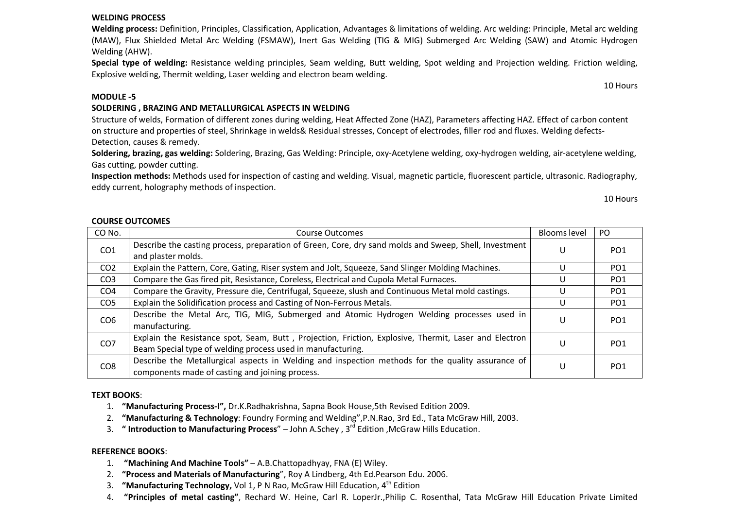**WELDING PROCESS**

**Welding process:** Definition, Principles, Classification, Application, Advantages & limitations of welding. Arc welding: Principle, Metal arc welding (MAW), Flux Shielded Metal Arc Welding (FSMAW), Inert Gas Welding (TIG & MIG) Submerged Arc Welding (SAW) and Atomic Hydrogen Welding (AHW).

**Special type of welding:** Resistance welding principles, Seam welding, Butt welding, Spot welding and Projection welding. Friction welding, Explosive welding, Thermit welding, Laser welding and electron beam welding.

10 Hours

**MODULE -5**

**SOLDERING , BRAZING AND METALLURGICAL ASPECTS IN WELDING**

Structure of welds, Formation of different zones during welding, Heat Affected Zone (HAZ), Parameters affecting HAZ. Effect of carbon content on structure and properties of steel, Shrinkage in welds& Residual stresses, Concept of electrodes, filler rod and fluxes. Welding defects- Detection, causes & remedy.

**Soldering, brazing, gas welding:** Soldering, Brazing, Gas Welding: Principle, oxy-Acetylene welding, oxy-hydrogen welding, air-acetylene welding, Gas cutting, powder cutting.

**Inspection methods:** Methods used for inspection of casting and welding. Visual, magnetic particle, fluorescent particle, ultrasonic. Radiography, eddy current, holography methods of inspection.

10 Hours

**COURSE OUTCOMES**

| CO No. | Course Outcomes | Blooms level | PO |
|---|---|---|---|
| CO1 | Describe the casting process, preparation of Green, Core, dry sand molds and Sweep, Shell, Investment and plaster molds. | U | PO1 |
| CO2 | Explain the Pattern, Core, Gating, Riser system and Jolt, Squeeze, Sand Slinger Molding Machines. | U | PO1 |
| CO3 | Compare the Gas fired pit, Resistance, Coreless, Electrical and Cupola Metal Furnaces. | U | PO1 |
| CO4 | Compare the Gravity, Pressure die, Centrifugal, Squeeze, slush and Continuous Metal mold castings. | U | PO1 |
| CO5 | Explain the Solidification process and Casting of Non-Ferrous Metals. | U | PO1 |
| CO6 | Describe the Metal Arc, TIG, MIG, Submerged and Atomic Hydrogen Welding processes used in manufacturing. | U | PO1 |
| CO7 | Explain the Resistance spot, Seam, Butt , Projection, Friction, Explosive, Thermit, Laser and Electron Beam Special type of welding process used in manufacturing. | U | PO1 |
| CO8 | Describe the Metallurgical aspects in Welding and inspection methods for the quality assurance of components made of casting and joining process. | U | PO1 |

**TEXT BOOKS**:

1. **"Manufacturing Process-I",** Dr.K.Radhakrishna, Sapna Book House,5th Revised Edition 2009.
2. **"Manufacturing & Technology**: Foundry Forming and Welding",P.N.Rao, 3rd Ed., Tata McGraw Hill, 2003.
3. **" Introduction to Manufacturing Process**" – John A.Schey , 3rd Edition ,McGraw Hills Education.

**REFERENCE BOOKS**:

1. **"Machining And Machine Tools"** – A.B.Chattopadhyay, FNA (E) Wiley.
2. **"Process and Materials of Manufacturing**", Roy A Lindberg, 4th Ed.Pearson Edu. 2006.
3. **"Manufacturing Technology,** Vol 1, P N Rao, McGraw Hill Education, 4th Edition
4. **"Principles of metal casting"**, Rechard W. Heine, Carl R. LoperJr.,Philip C. Rosenthal, Tata McGraw Hill Education Private Limited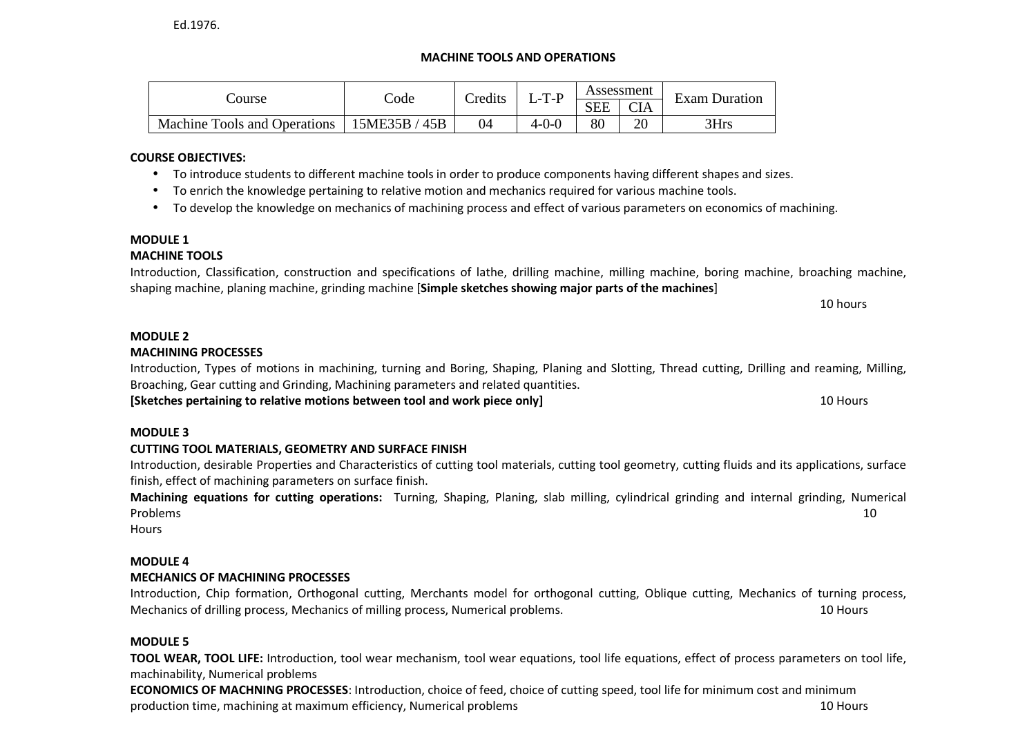Ed.1976.

## MACHINE TOOLS AND OPERATIONS

| Course | Code | Credits | L-T-P | Assessment | | Exam Duration |
|---|---|---|---|---|---|---|
| | | | | SEE | CIA | |
| Machine Tools and Operations | 15ME35B / 45B | 04 | 4-0-0 | 80 | 20 | 3Hrs |

**COURSE OBJECTIVES:**

- To introduce students to different machine tools in order to produce components having different shapes and sizes.
- To enrich the knowledge pertaining to relative motion and mechanics required for various machine tools.
- To develop the knowledge on mechanics of machining process and effect of various parameters on economics of machining.

**MODULE 1**

**MACHINE TOOLS**

Introduction, Classification, construction and specifications of lathe, drilling machine, milling machine, boring machine, broaching machine, shaping machine, planing machine, grinding machine [**Simple sketches showing major parts of the machines**]

10 hours

**MODULE 2**

**MACHINING PROCESSES**

Introduction, Types of motions in machining, turning and Boring, Shaping, Planing and Slotting, Thread cutting, Drilling and reaming, Milling, Broaching, Gear cutting and Grinding, Machining parameters and related quantities.

**[Sketches pertaining to relative motions between tool and work piece only]** 10 Hours

**MODULE 3**

**CUTTING TOOL MATERIALS, GEOMETRY AND SURFACE FINISH**

Introduction, desirable Properties and Characteristics of cutting tool materials, cutting tool geometry, cutting fluids and its applications, surface finish, effect of machining parameters on surface finish.

**Machining equations for cutting operations:** Turning, Shaping, Planing, slab milling, cylindrical grinding and internal grinding, Numerical Problems 10 Hours

**MODULE 4**

**MECHANICS OF MACHINING PROCESSES**

Introduction, Chip formation, Orthogonal cutting, Merchants model for orthogonal cutting, Oblique cutting, Mechanics of turning process, Mechanics of drilling process, Mechanics of milling process, Numerical problems. 10 Hours

**MODULE 5**

**TOOL WEAR, TOOL LIFE:** Introduction, tool wear mechanism, tool wear equations, tool life equations, effect of process parameters on tool life, machinability, Numerical problems

**ECONOMICS OF MACHNING PROCESSES**: Introduction, choice of feed, choice of cutting speed, tool life for minimum cost and minimum production time, machining at maximum efficiency, Numerical problems 10 Hours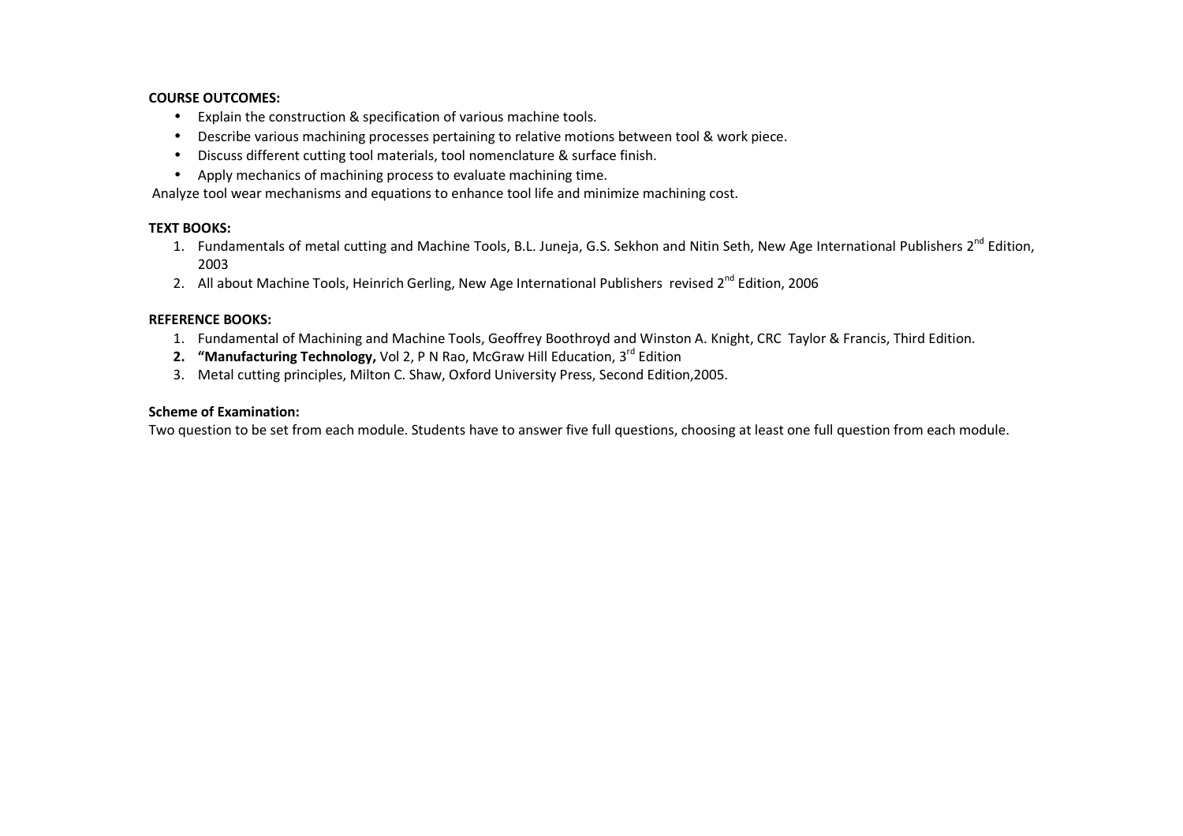**COURSE OUTCOMES:**

- Explain the construction & specification of various machine tools.
- Describe various machining processes pertaining to relative motions between tool & work piece.
- Discuss different cutting tool materials, tool nomenclature & surface finish.
- Apply mechanics of machining process to evaluate machining time.

Analyze tool wear mechanisms and equations to enhance tool life and minimize machining cost.

**TEXT BOOKS:**

1. Fundamentals of metal cutting and Machine Tools, B.L. Juneja, G.S. Sekhon and Nitin Seth, New Age International Publishers 2nd Edition, 2003
2. All about Machine Tools, Heinrich Gerling, New Age International Publishers revised 2nd Edition, 2006

**REFERENCE BOOKS:**

1. Fundamental of Machining and Machine Tools, Geoffrey Boothroyd and Winston A. Knight, CRC Taylor & Francis, Third Edition.
2. **"Manufacturing Technology,** Vol 2, P N Rao, McGraw Hill Education, 3rd Edition
3. Metal cutting principles, Milton C. Shaw, Oxford University Press, Second Edition,2005.

**Scheme of Examination:**

Two question to be set from each module. Students have to answer five full questions, choosing at least one full question from each module.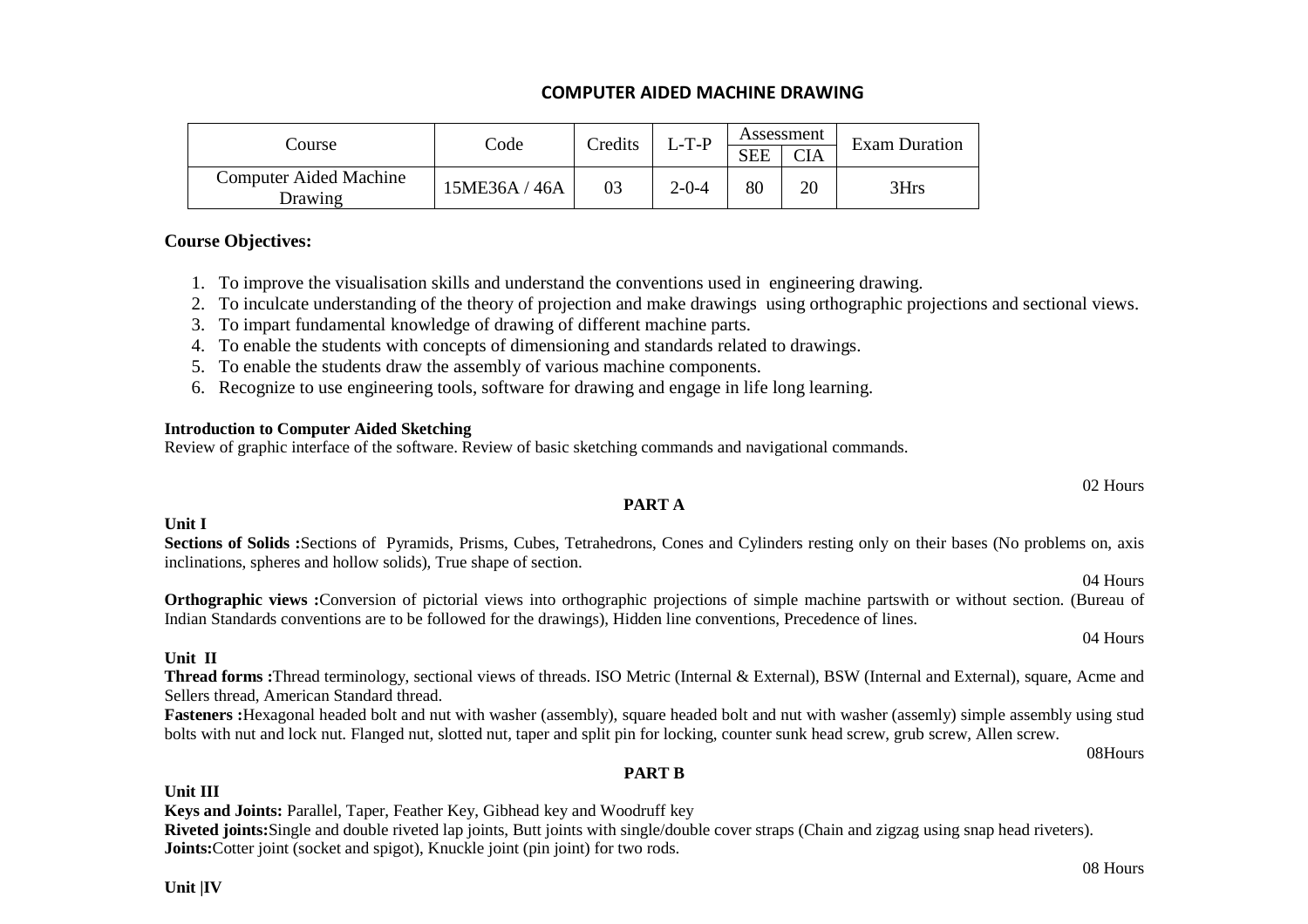# COMPUTER AIDED MACHINE DRAWING

| Course | Code | Credits | L-T-P | Assessment | | Exam Duration |
|---|---|---|---|---|---|---|
| | | | | SEE | CIA | |
| Computer Aided Machine Drawing | 15ME36A / 46A | 03 | 2-0-4 | 80 | 20 | 3Hrs |

**Course Objectives:**

1. To improve the visualisation skills and understand the conventions used in engineering drawing.
2. To inculcate understanding of the theory of projection and make drawings using orthographic projections and sectional views.
3. To impart fundamental knowledge of drawing of different machine parts.
4. To enable the students with concepts of dimensioning and standards related to drawings.
5. To enable the students draw the assembly of various machine components.
6. Recognize to use engineering tools, software for drawing and engage in life long learning.

**Introduction to Computer Aided Sketching**

Review of graphic interface of the software. Review of basic sketching commands and navigational commands.

02 Hours

**PART A**

**Unit I**

**Sections of Solids :**Sections of Pyramids, Prisms, Cubes, Tetrahedrons, Cones and Cylinders resting only on their bases (No problems on, axis inclinations, spheres and hollow solids), True shape of section.

04 Hours

**Orthographic views :**Conversion of pictorial views into orthographic projections of simple machine partswith or without section. (Bureau of Indian Standards conventions are to be followed for the drawings), Hidden line conventions, Precedence of lines.

04 Hours

**Unit II**

**Thread forms :**Thread terminology, sectional views of threads. ISO Metric (Internal & External), BSW (Internal and External), square, Acme and Sellers thread, American Standard thread.

**Fasteners :**Hexagonal headed bolt and nut with washer (assembly), square headed bolt and nut with washer (assemly) simple assembly using stud bolts with nut and lock nut. Flanged nut, slotted nut, taper and split pin for locking, counter sunk head screw, grub screw, Allen screw.

08Hours

**PART B**

**Unit III**

**Keys and Joints:** Parallel, Taper, Feather Key, Gibhead key and Woodruff key

**Riveted joints:**Single and double riveted lap joints, Butt joints with single/double cover straps (Chain and zigzag using snap head riveters).

**Joints:**Cotter joint (socket and spigot), Knuckle joint (pin joint) for two rods.

08 Hours

**Unit |IV**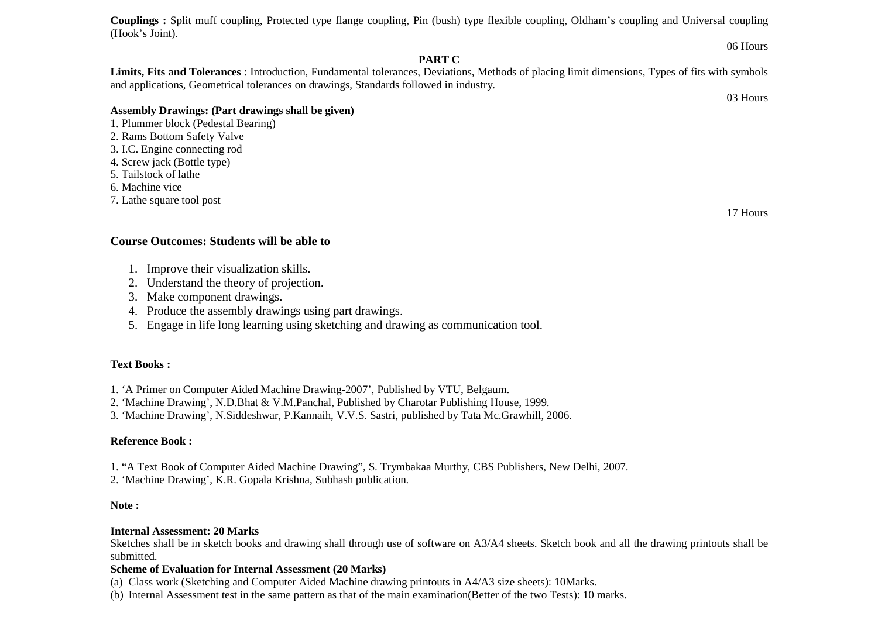**Couplings :** Split muff coupling, Protected type flange coupling, Pin (bush) type flexible coupling, Oldham's coupling and Universal coupling (Hook's Joint).

06 Hours

**PART C**

**Limits, Fits and Tolerances** : Introduction, Fundamental tolerances, Deviations, Methods of placing limit dimensions, Types of fits with symbols and applications, Geometrical tolerances on drawings, Standards followed in industry.

03 Hours

**Assembly Drawings: (Part drawings shall be given)**

1. Plummer block (Pedestal Bearing)
2. Rams Bottom Safety Valve
3. I.C. Engine connecting rod
4. Screw jack (Bottle type)
5. Tailstock of lathe
6. Machine vice
7. Lathe square tool post

17 Hours

**Course Outcomes: Students will be able to**

1. Improve their visualization skills.
2. Understand the theory of projection.
3. Make component drawings.
4. Produce the assembly drawings using part drawings.
5. Engage in life long learning using sketching and drawing as communication tool.

**Text Books :**

1. 'A Primer on Computer Aided Machine Drawing-2007', Published by VTU, Belgaum.
2. 'Machine Drawing', N.D.Bhat & V.M.Panchal, Published by Charotar Publishing House, 1999.
3. 'Machine Drawing', N.Siddeshwar, P.Kannaih, V.V.S. Sastri, published by Tata Mc.Grawhill, 2006.

**Reference Book :**

1. "A Text Book of Computer Aided Machine Drawing", S. Trymbakaa Murthy, CBS Publishers, New Delhi, 2007.
2. 'Machine Drawing', K.R. Gopala Krishna, Subhash publication.

**Note :**

**Internal Assessment: 20 Marks**

Sketches shall be in sketch books and drawing shall through use of software on A3/A4 sheets. Sketch book and all the drawing printouts shall be submitted.

**Scheme of Evaluation for Internal Assessment (20 Marks)**

(a) Class work (Sketching and Computer Aided Machine drawing printouts in A4/A3 size sheets): 10Marks.

(b) Internal Assessment test in the same pattern as that of the main examination(Better of the two Tests): 10 marks.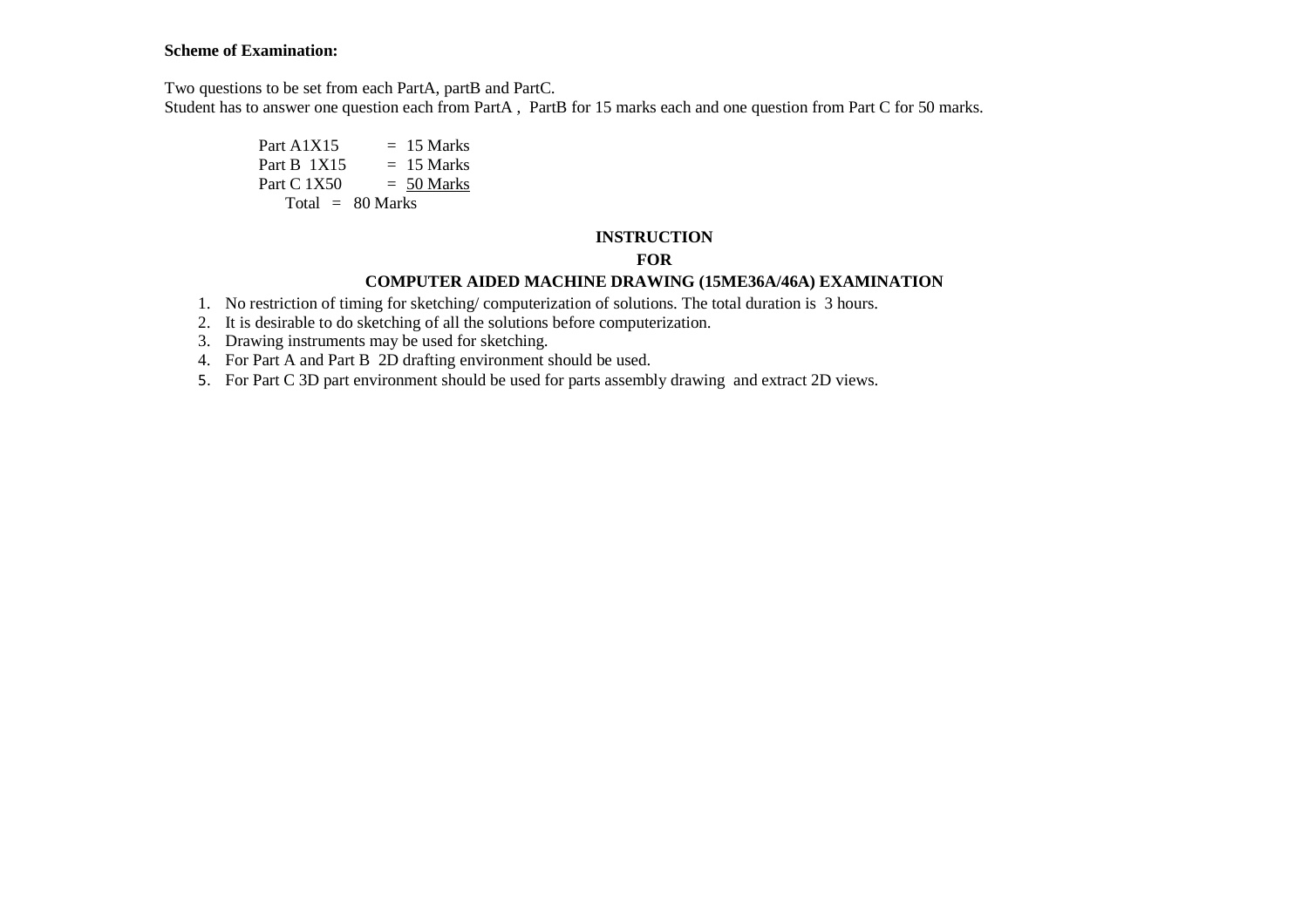**Scheme of Examination:**

Two questions to be set from each PartA, partB and PartC.
Student has to answer one question each from PartA , PartB for 15 marks each and one question from Part C for 50 marks.

Part A 1X15 = 15 Marks
Part B 1X15 = 15 Marks
Part C 1X50 = 50 Marks
Total = 80 Marks

**INSTRUCTION**

**FOR**

**COMPUTER AIDED MACHINE DRAWING (15ME36A/46A) EXAMINATION**

1. No restriction of timing for sketching/ computerization of solutions. The total duration is 3 hours.
2. It is desirable to do sketching of all the solutions before computerization.
3. Drawing instruments may be used for sketching.
4. For Part A and Part B 2D drafting environment should be used.
5. For Part C 3D part environment should be used for parts assembly drawing and extract 2D views.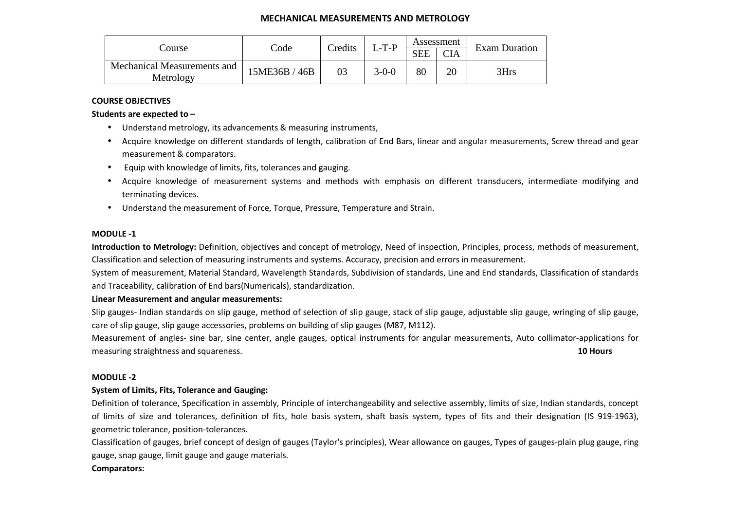# MECHANICAL MEASUREMENTS AND METROLOGY

| Course | Code | Credits | L-T-P | Assessment | | Exam Duration |
|---|---|---|---|---|---|---|
| | | | | SEE | CIA | |
| Mechanical Measurements and Metrology | 15ME36B / 46B | 03 | 3-0-0 | 80 | 20 | 3Hrs |

**COURSE OBJECTIVES**

**Students are expected to –**

- Understand metrology, its advancements & measuring instruments,
- Acquire knowledge on different standards of length, calibration of End Bars, linear and angular measurements, Screw thread and gear measurement & comparators.
- Equip with knowledge of limits, fits, tolerances and gauging.
- Acquire knowledge of measurement systems and methods with emphasis on different transducers, intermediate modifying and terminating devices.
- Understand the measurement of Force, Torque, Pressure, Temperature and Strain.

**MODULE -1**

**Introduction to Metrology:** Definition, objectives and concept of metrology, Need of inspection, Principles, process, methods of measurement, Classification and selection of measuring instruments and systems. Accuracy, precision and errors in measurement.

System of measurement, Material Standard, Wavelength Standards, Subdivision of standards, Line and End standards, Classification of standards and Traceability, calibration of End bars(Numericals), standardization.

**Linear Measurement and angular measurements:**

Slip gauges- Indian standards on slip gauge, method of selection of slip gauge, stack of slip gauge, adjustable slip gauge, wringing of slip gauge, care of slip gauge, slip gauge accessories, problems on building of slip gauges (M87, M112).

Measurement of angles- sine bar, sine center, angle gauges, optical instruments for angular measurements, Auto collimator-applications for measuring straightness and squareness. **10 Hours**

**MODULE -2**

**System of Limits, Fits, Tolerance and Gauging:**

Definition of tolerance, Specification in assembly, Principle of interchangeability and selective assembly, limits of size, Indian standards, concept of limits of size and tolerances, definition of fits, hole basis system, shaft basis system, types of fits and their designation (IS 919-1963), geometric tolerance, position-tolerances.

Classification of gauges, brief concept of design of gauges (Taylor's principles), Wear allowance on gauges, Types of gauges-plain plug gauge, ring gauge, snap gauge, limit gauge and gauge materials.

**Comparators:**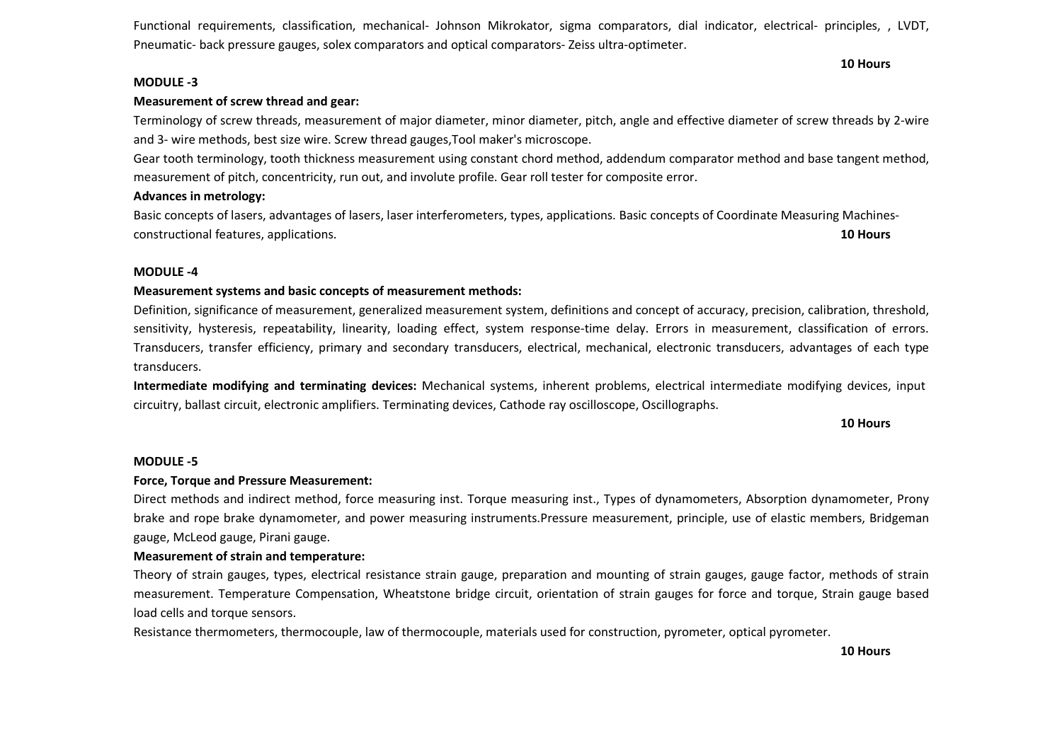Functional requirements, classification, mechanical- Johnson Mikrokator, sigma comparators, dial indicator, electrical- principles, , LVDT, Pneumatic- back pressure gauges, solex comparators and optical comparators- Zeiss ultra-optimeter.

**10 Hours**

**MODULE -3**

**Measurement of screw thread and gear:**

Terminology of screw threads, measurement of major diameter, minor diameter, pitch, angle and effective diameter of screw threads by 2-wire and 3- wire methods, best size wire. Screw thread gauges,Tool maker's microscope.

Gear tooth terminology, tooth thickness measurement using constant chord method, addendum comparator method and base tangent method, measurement of pitch, concentricity, run out, and involute profile. Gear roll tester for composite error.

**Advances in metrology:**

Basic concepts of lasers, advantages of lasers, laser interferometers, types, applications. Basic concepts of Coordinate Measuring Machines- constructional features, applications.

**10 Hours**

**MODULE -4**

**Measurement systems and basic concepts of measurement methods:**

Definition, significance of measurement, generalized measurement system, definitions and concept of accuracy, precision, calibration, threshold, sensitivity, hysteresis, repeatability, linearity, loading effect, system response-time delay. Errors in measurement, classification of errors. Transducers, transfer efficiency, primary and secondary transducers, electrical, mechanical, electronic transducers, advantages of each type transducers.

**Intermediate modifying and terminating devices:** Mechanical systems, inherent problems, electrical intermediate modifying devices, input circuitry, ballast circuit, electronic amplifiers. Terminating devices, Cathode ray oscilloscope, Oscillographs.

**10 Hours**

**MODULE -5**

**Force, Torque and Pressure Measurement:**

Direct methods and indirect method, force measuring inst. Torque measuring inst., Types of dynamometers, Absorption dynamometer, Prony brake and rope brake dynamometer, and power measuring instruments.Pressure measurement, principle, use of elastic members, Bridgeman gauge, McLeod gauge, Pirani gauge.

**Measurement of strain and temperature:**

Theory of strain gauges, types, electrical resistance strain gauge, preparation and mounting of strain gauges, gauge factor, methods of strain measurement. Temperature Compensation, Wheatstone bridge circuit, orientation of strain gauges for force and torque, Strain gauge based load cells and torque sensors.

Resistance thermometers, thermocouple, law of thermocouple, materials used for construction, pyrometer, optical pyrometer.

**10 Hours**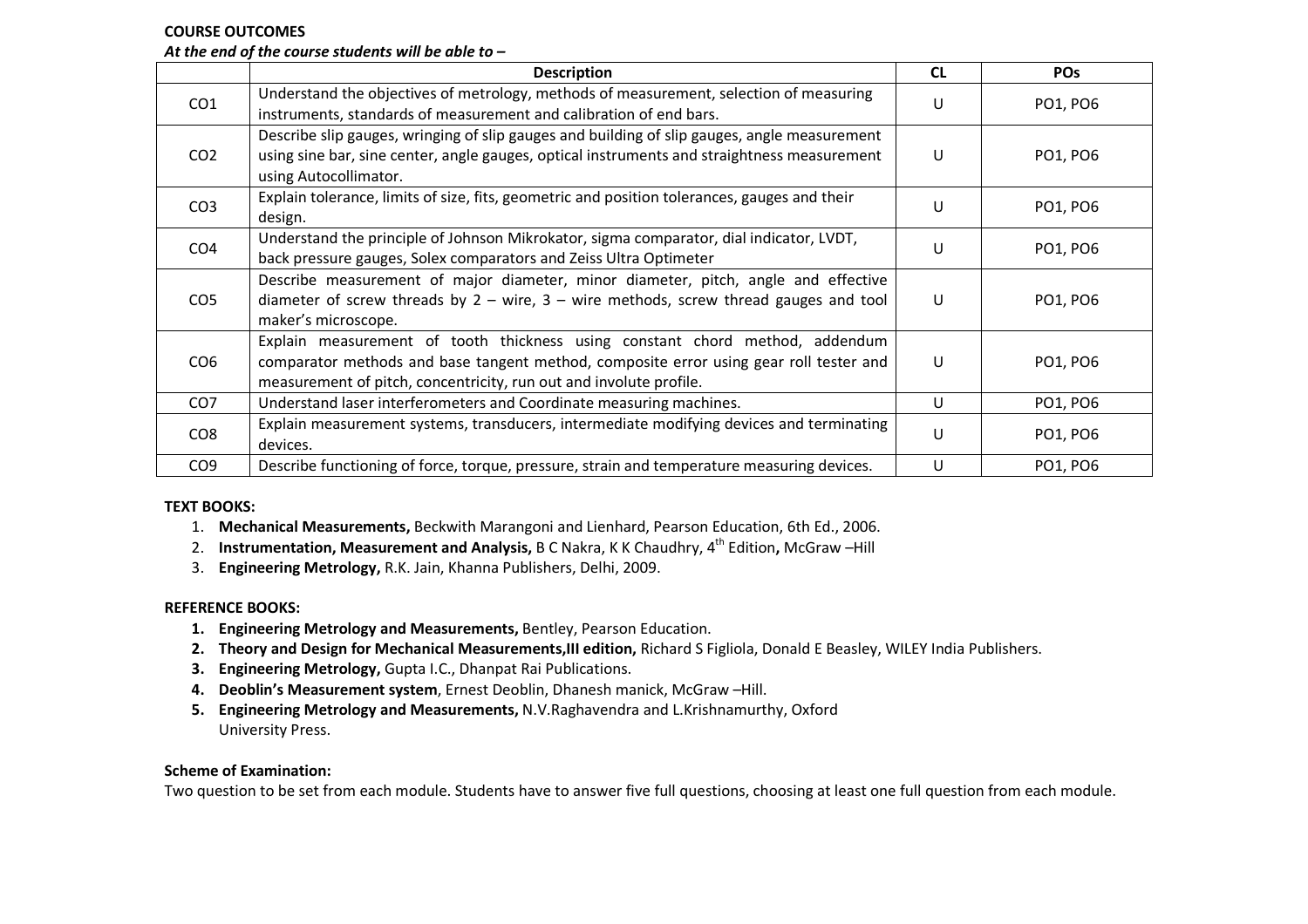**COURSE OUTCOMES**

***At the end of the course students will be able to –***

| | Description | CL | POs |
|---|---|---|---|
| CO1 | Understand the objectives of metrology, methods of measurement, selection of measuring instruments, standards of measurement and calibration of end bars. | U | PO1, PO6 |
| CO2 | Describe slip gauges, wringing of slip gauges and building of slip gauges, angle measurement using sine bar, sine center, angle gauges, optical instruments and straightness measurement using Autocollimator. | U | PO1, PO6 |
| CO3 | Explain tolerance, limits of size, fits, geometric and position tolerances, gauges and their design. | U | PO1, PO6 |
| CO4 | Understand the principle of Johnson Mikrokator, sigma comparator, dial indicator, LVDT, back pressure gauges, Solex comparators and Zeiss Ultra Optimeter | U | PO1, PO6 |
| CO5 | Describe measurement of major diameter, minor diameter, pitch, angle and effective diameter of screw threads by 2 – wire, 3 – wire methods, screw thread gauges and tool maker's microscope. | U | PO1, PO6 |
| CO6 | Explain measurement of tooth thickness using constant chord method, addendum comparator methods and base tangent method, composite error using gear roll tester and measurement of pitch, concentricity, run out and involute profile. | U | PO1, PO6 |
| CO7 | Understand laser interferometers and Coordinate measuring machines. | U | PO1, PO6 |
| CO8 | Explain measurement systems, transducers, intermediate modifying devices and terminating devices. | U | PO1, PO6 |
| CO9 | Describe functioning of force, torque, pressure, strain and temperature measuring devices. | U | PO1, PO6 |

**TEXT BOOKS:**

1. **Mechanical Measurements,** Beckwith Marangoni and Lienhard, Pearson Education, 6th Ed., 2006.
2. **Instrumentation, Measurement and Analysis,** B C Nakra, K K Chaudhry, 4th Edition**,** McGraw –Hill
3. **Engineering Metrology,** R.K. Jain, Khanna Publishers, Delhi, 2009.

**REFERENCE BOOKS:**

1. **Engineering Metrology and Measurements,** Bentley, Pearson Education.
2. **Theory and Design for Mechanical Measurements,III edition,** Richard S Figliola, Donald E Beasley, WILEY India Publishers.
3. **Engineering Metrology,** Gupta I.C., Dhanpat Rai Publications.
4. **Deoblin's Measurement system**, Ernest Deoblin, Dhanesh manick, McGraw –Hill.
5. **Engineering Metrology and Measurements,** N.V.Raghavendra and L.Krishnamurthy, Oxford University Press.

**Scheme of Examination:**

Two question to be set from each module. Students have to answer five full questions, choosing at least one full question from each module.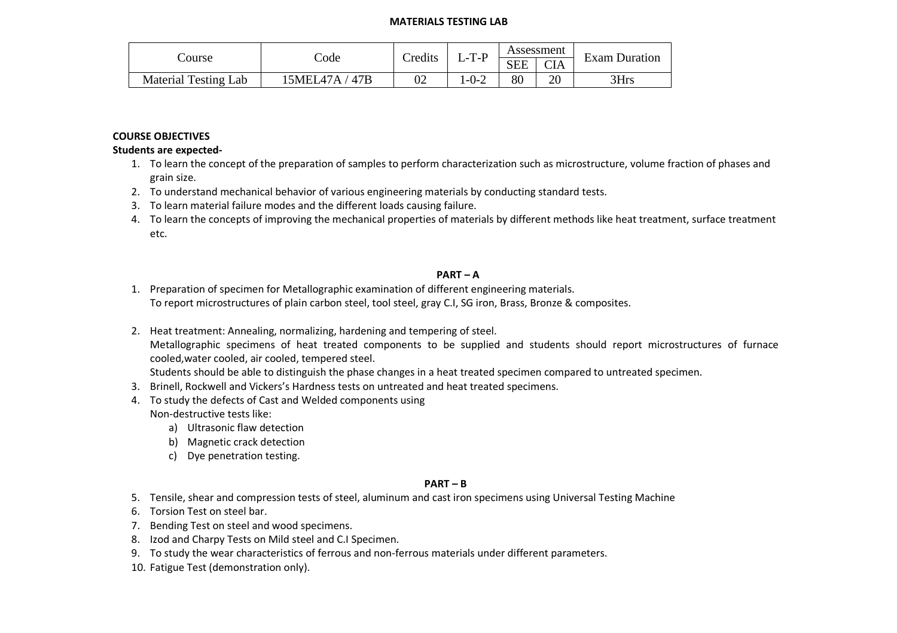# MATERIALS TESTING LAB

| Course | Code | Credits | L-T-P | Assessment | | Exam Duration |
|---|---|---|---|---|---|---|
| | | | | SEE | CIA | |
| Material Testing Lab | 15MEL47A / 47B | 02 | 1-0-2 | 80 | 20 | 3Hrs |

**COURSE OBJECTIVES**

**Students are expected-**

1. To learn the concept of the preparation of samples to perform characterization such as microstructure, volume fraction of phases and grain size.
2. To understand mechanical behavior of various engineering materials by conducting standard tests.
3. To learn material failure modes and the different loads causing failure.
4. To learn the concepts of improving the mechanical properties of materials by different methods like heat treatment, surface treatment etc.

**PART – A**

1. Preparation of specimen for Metallographic examination of different engineering materials.
   To report microstructures of plain carbon steel, tool steel, gray C.I, SG iron, Brass, Bronze & composites.

2. Heat treatment: Annealing, normalizing, hardening and tempering of steel.
   Metallographic specimens of heat treated components to be supplied and students should report microstructures of furnace cooled,water cooled, air cooled, tempered steel.
   Students should be able to distinguish the phase changes in a heat treated specimen compared to untreated specimen.
3. Brinell, Rockwell and Vickers's Hardness tests on untreated and heat treated specimens.
4. To study the defects of Cast and Welded components using
   Non-destructive tests like:
   a) Ultrasonic flaw detection
   b) Magnetic crack detection
   c) Dye penetration testing.

**PART – B**

5. Tensile, shear and compression tests of steel, aluminum and cast iron specimens using Universal Testing Machine
6. Torsion Test on steel bar.
7. Bending Test on steel and wood specimens.
8. Izod and Charpy Tests on Mild steel and C.I Specimen.
9. To study the wear characteristics of ferrous and non-ferrous materials under different parameters.
10. Fatigue Test (demonstration only).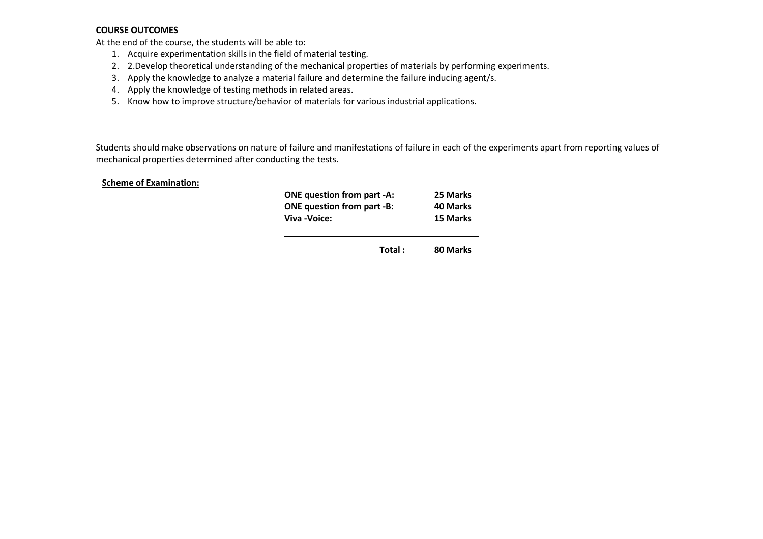**COURSE OUTCOMES**

At the end of the course, the students will be able to:

1. Acquire experimentation skills in the field of material testing.
2. 2.Develop theoretical understanding of the mechanical properties of materials by performing experiments.
3. Apply the knowledge to analyze a material failure and determine the failure inducing agent/s.
4. Apply the knowledge of testing methods in related areas.
5. Know how to improve structure/behavior of materials for various industrial applications.

Students should make observations on nature of failure and manifestations of failure in each of the experiments apart from reporting values of mechanical properties determined after conducting the tests.

**Scheme of Examination:**

| | |
|---|---|
| **ONE question from part -A:** | **25 Marks** |
| **ONE question from part -B:** | **40 Marks** |
| **Viva -Voice:** | **15 Marks** |
| **Total :** | **80 Marks** |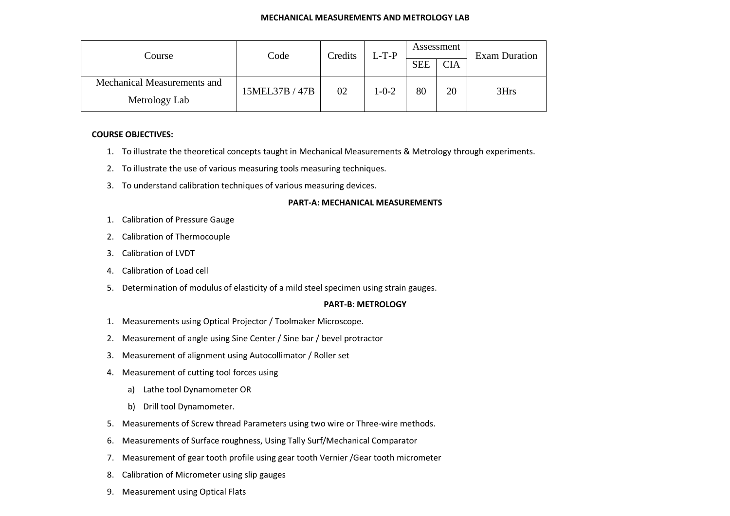# MECHANICAL MEASUREMENTS AND METROLOGY LAB

| Course | Code | Credits | L-T-P | Assessment | | Exam Duration |
|---|---|---|---|---|---|---|
| | | | | SEE | CIA | |
| Mechanical Measurements and Metrology Lab | 15MEL37B / 47B | 02 | 1-0-2 | 80 | 20 | 3Hrs |

**COURSE OBJECTIVES:**

1. To illustrate the theoretical concepts taught in Mechanical Measurements & Metrology through experiments.
2. To illustrate the use of various measuring tools measuring techniques.
3. To understand calibration techniques of various measuring devices.

## PART-A: MECHANICAL MEASUREMENTS

1. Calibration of Pressure Gauge
2. Calibration of Thermocouple
3. Calibration of LVDT
4. Calibration of Load cell
5. Determination of modulus of elasticity of a mild steel specimen using strain gauges.

## PART-B: METROLOGY

1. Measurements using Optical Projector / Toolmaker Microscope.
2. Measurement of angle using Sine Center / Sine bar / bevel protractor
3. Measurement of alignment using Autocollimator / Roller set
4. Measurement of cutting tool forces using
   a) Lathe tool Dynamometer OR
   b) Drill tool Dynamometer.
5. Measurements of Screw thread Parameters using two wire or Three-wire methods.
6. Measurements of Surface roughness, Using Tally Surf/Mechanical Comparator
7. Measurement of gear tooth profile using gear tooth Vernier /Gear tooth micrometer
8. Calibration of Micrometer using slip gauges
9. Measurement using Optical Flats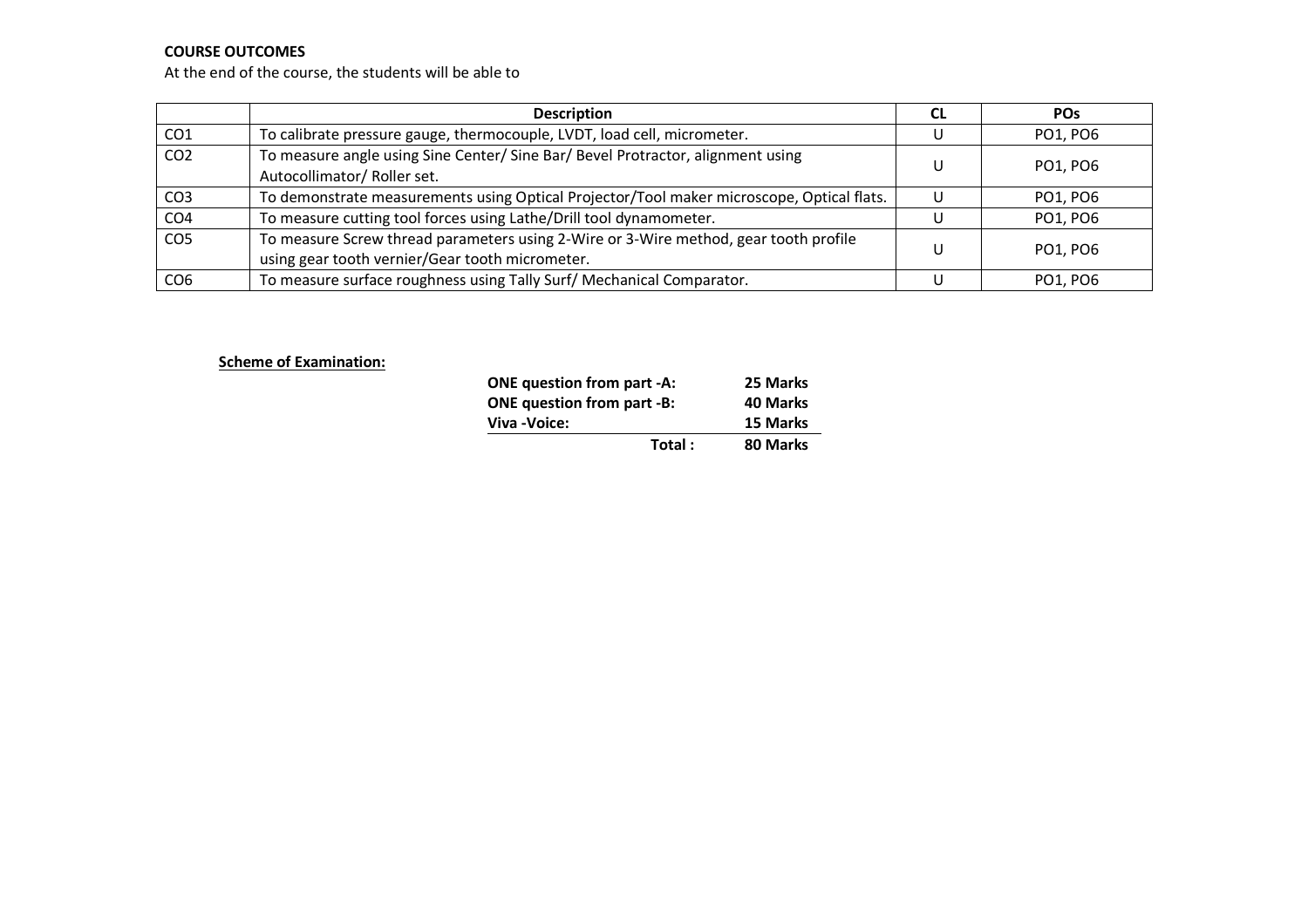**COURSE OUTCOMES**

At the end of the course, the students will be able to

| | Description | CL | POs |
|---|---|---|---|
| CO1 | To calibrate pressure gauge, thermocouple, LVDT, load cell, micrometer. | U | PO1, PO6 |
| CO2 | To measure angle using Sine Center/ Sine Bar/ Bevel Protractor, alignment using Autocollimator/ Roller set. | U | PO1, PO6 |
| CO3 | To demonstrate measurements using Optical Projector/Tool maker microscope, Optical flats. | U | PO1, PO6 |
| CO4 | To measure cutting tool forces using Lathe/Drill tool dynamometer. | U | PO1, PO6 |
| CO5 | To measure Screw thread parameters using 2-Wire or 3-Wire method, gear tooth profile using gear tooth vernier/Gear tooth micrometer. | U | PO1, PO6 |
| CO6 | To measure surface roughness using Tally Surf/ Mechanical Comparator. | U | PO1, PO6 |

**Scheme of Examination:**

| | |
|---|---|
| **ONE question from part -A:** | **25 Marks** |
| **ONE question from part -B:** | **40 Marks** |
| **Viva -Voice:** | **15 Marks** |
| **Total :** | **80 Marks** |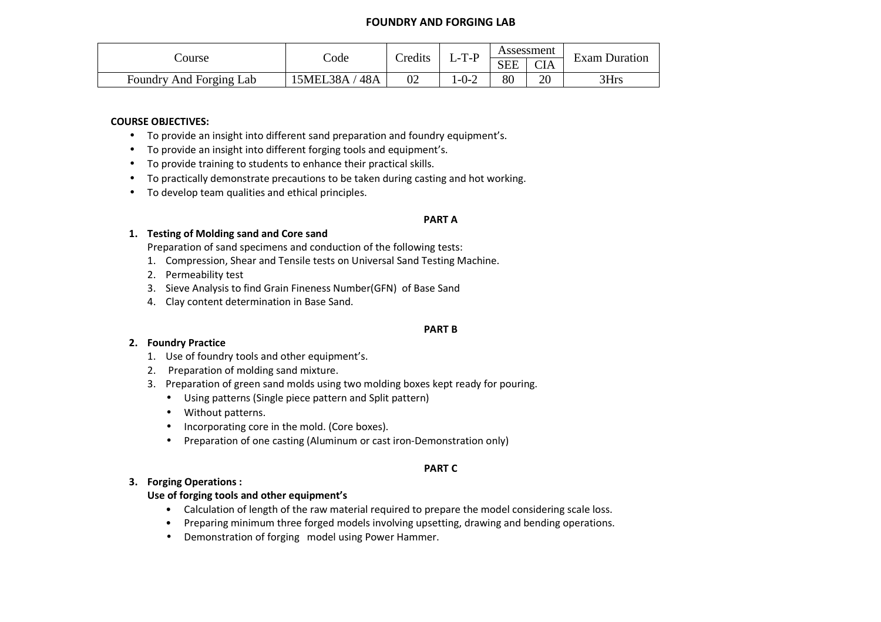# FOUNDRY AND FORGING LAB

| Course | Code | Credits | L-T-P | Assessment | | Exam Duration |
|---|---|---|---|---|---|---|
| | | | | SEE | CIA | |
| Foundry And Forging Lab | 15MEL38A / 48A | 02 | 1-0-2 | 80 | 20 | 3Hrs |

**COURSE OBJECTIVES:**

- To provide an insight into different sand preparation and foundry equipment's.
- To provide an insight into different forging tools and equipment's.
- To provide training to students to enhance their practical skills.
- To practically demonstrate precautions to be taken during casting and hot working.
- To develop team qualities and ethical principles.

**PART A**

1. **Testing of Molding sand and Core sand**

   Preparation of sand specimens and conduction of the following tests:
   1. Compression, Shear and Tensile tests on Universal Sand Testing Machine.
   2. Permeability test
   3. Sieve Analysis to find Grain Fineness Number(GFN) of Base Sand
   4. Clay content determination in Base Sand.

**PART B**

2. **Foundry Practice**
   1. Use of foundry tools and other equipment's.
   2. Preparation of molding sand mixture.
   3. Preparation of green sand molds using two molding boxes kept ready for pouring.
      - Using patterns (Single piece pattern and Split pattern)
      - Without patterns.
      - Incorporating core in the mold. (Core boxes).
      - Preparation of one casting (Aluminum or cast iron-Demonstration only)

**PART C**

3. **Forging Operations :**

   **Use of forging tools and other equipment's**
   - Calculation of length of the raw material required to prepare the model considering scale loss.
   - Preparing minimum three forged models involving upsetting, drawing and bending operations.
   - Demonstration of forging model using Power Hammer.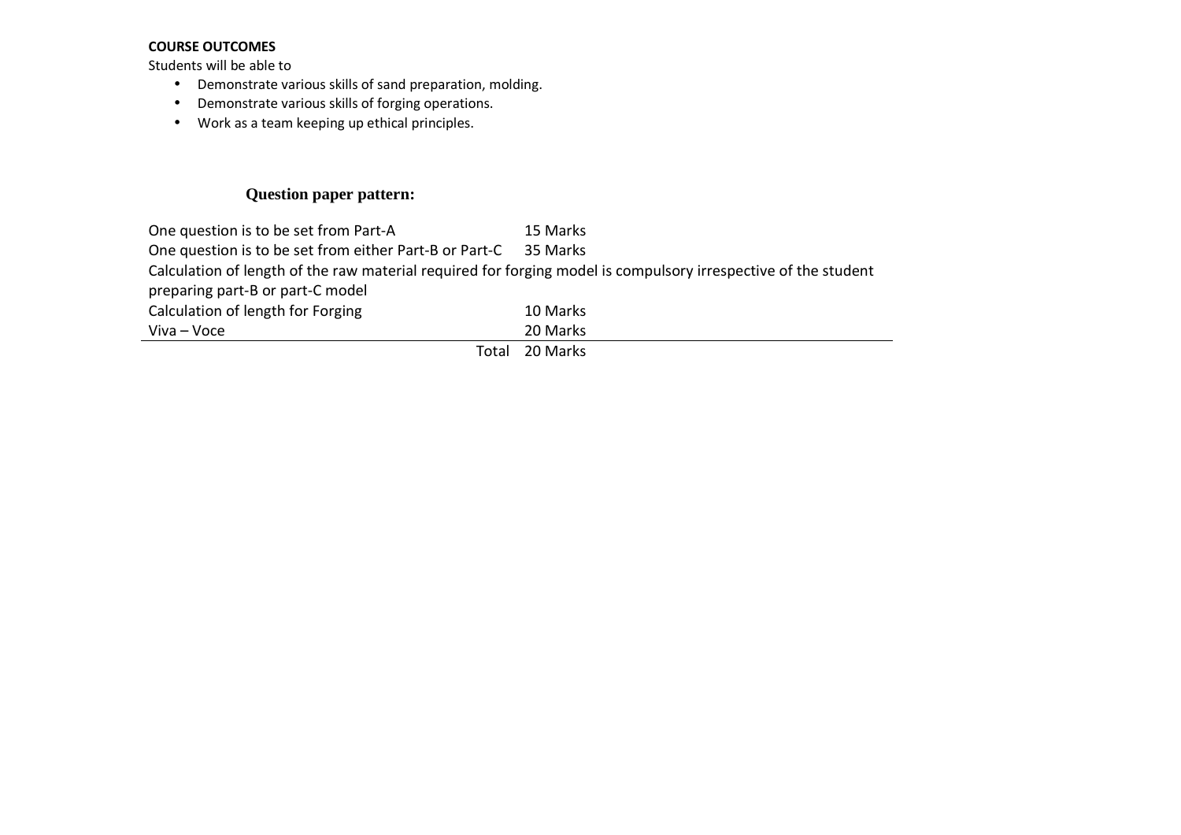**COURSE OUTCOMES**

Students will be able to

- Demonstrate various skills of sand preparation, molding.
- Demonstrate various skills of forging operations.
- Work as a team keeping up ethical principles.

**Question paper pattern:**

| | |
|---|---|
| One question is to be set from Part-A | 15 Marks |
| One question is to be set from either Part-B or Part-C | 35 Marks |
| Calculation of length of the raw material required for forging model is compulsory irrespective of the student preparing part-B or part-C model | |
| Calculation of length for Forging | 10 Marks |
| Viva – Voce | 20 Marks |
| Total | 20 Marks |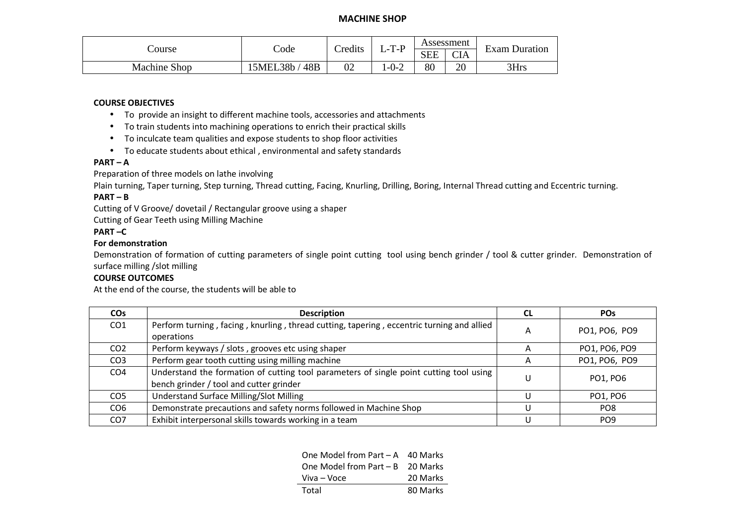# MACHINE SHOP

| Course | Code | Credits | L-T-P | Assessment | | Exam Duration |
|---|---|---|---|---|---|---|
| | | | | SEE | CIA | |
| Machine Shop | 15MEL38b / 48B | 02 | 1-0-2 | 80 | 20 | 3Hrs |

**COURSE OBJECTIVES**

- To provide an insight to different machine tools, accessories and attachments
- To train students into machining operations to enrich their practical skills
- To inculcate team qualities and expose students to shop floor activities
- To educate students about ethical , environmental and safety standards

**PART – A**

Preparation of three models on lathe involving

Plain turning, Taper turning, Step turning, Thread cutting, Facing, Knurling, Drilling, Boring, Internal Thread cutting and Eccentric turning.

**PART – B**

Cutting of V Groove/ dovetail / Rectangular groove using a shaper

Cutting of Gear Teeth using Milling Machine

**PART –C**

**For demonstration**

Demonstration of formation of cutting parameters of single point cutting tool using bench grinder / tool & cutter grinder. Demonstration of surface milling /slot milling

**COURSE OUTCOMES**

At the end of the course, the students will be able to

| COs | Description | CL | POs |
|---|---|---|---|
| CO1 | Perform turning , facing , knurling , thread cutting, tapering , eccentric turning and allied operations | A | PO1, PO6, PO9 |
| CO2 | Perform keyways / slots , grooves etc using shaper | A | PO1, PO6, PO9 |
| CO3 | Perform gear tooth cutting using milling machine | A | PO1, PO6, PO9 |
| CO4 | Understand the formation of cutting tool parameters of single point cutting tool using bench grinder / tool and cutter grinder | U | PO1, PO6 |
| CO5 | Understand Surface Milling/Slot Milling | U | PO1, PO6 |
| CO6 | Demonstrate precautions and safety norms followed in Machine Shop | U | PO8 |
| CO7 | Exhibit interpersonal skills towards working in a team | U | PO9 |

| | |
|---|---|
| One Model from Part – A | 40 Marks |
| One Model from Part – B | 20 Marks |
| Viva – Voce | 20 Marks |
| Total | 80 Marks |